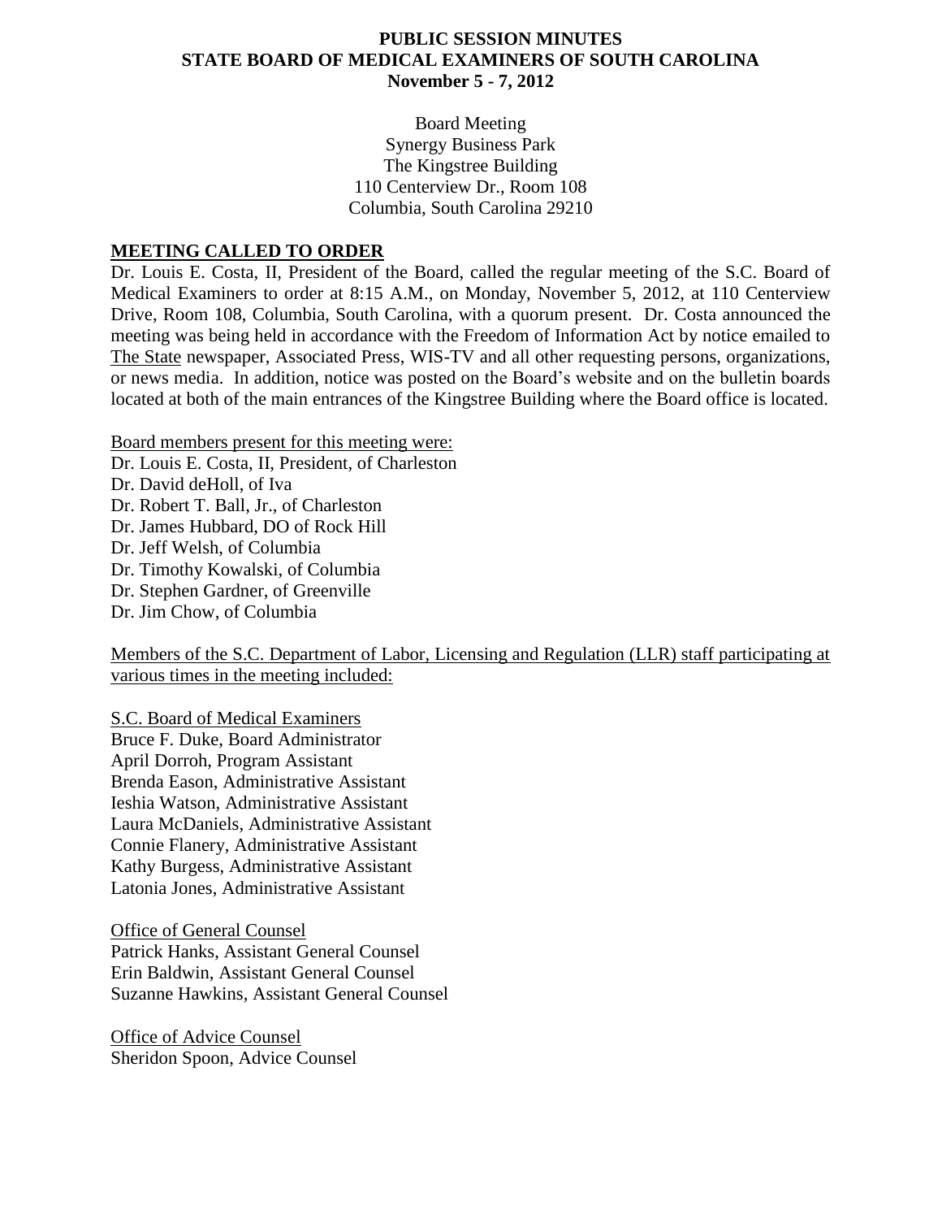**PUBLIC SESSION MINUTES**
**STATE BOARD OF MEDICAL EXAMINERS OF SOUTH CAROLINA**
**November 5 - 7, 2012**

Board Meeting
Synergy Business Park
The Kingstree Building
110 Centerview Dr., Room 108
Columbia, South Carolina 29210

## MEETING CALLED TO ORDER

Dr. Louis E. Costa, II, President of the Board, called the regular meeting of the S.C. Board of Medical Examiners to order at 8:15 A.M., on Monday, November 5, 2012, at 110 Centerview Drive, Room 108, Columbia, South Carolina, with a quorum present. Dr. Costa announced the meeting was being held in accordance with the Freedom of Information Act by notice emailed to The State newspaper, Associated Press, WIS-TV and all other requesting persons, organizations, or news media. In addition, notice was posted on the Board's website and on the bulletin boards located at both of the main entrances of the Kingstree Building where the Board office is located.

Board members present for this meeting were:

Dr. Louis E. Costa, II, President, of Charleston
Dr. David deHoll, of Iva
Dr. Robert T. Ball, Jr., of Charleston
Dr. James Hubbard, DO of Rock Hill
Dr. Jeff Welsh, of Columbia
Dr. Timothy Kowalski, of Columbia
Dr. Stephen Gardner, of Greenville
Dr. Jim Chow, of Columbia

Members of the S.C. Department of Labor, Licensing and Regulation (LLR) staff participating at various times in the meeting included:

S.C. Board of Medical Examiners
Bruce F. Duke, Board Administrator
April Dorroh, Program Assistant
Brenda Eason, Administrative Assistant
Ieshia Watson, Administrative Assistant
Laura McDaniels, Administrative Assistant
Connie Flanery, Administrative Assistant
Kathy Burgess, Administrative Assistant
Latonia Jones, Administrative Assistant

Office of General Counsel
Patrick Hanks, Assistant General Counsel
Erin Baldwin, Assistant General Counsel
Suzanne Hawkins, Assistant General Counsel

Office of Advice Counsel
Sheridon Spoon, Advice Counsel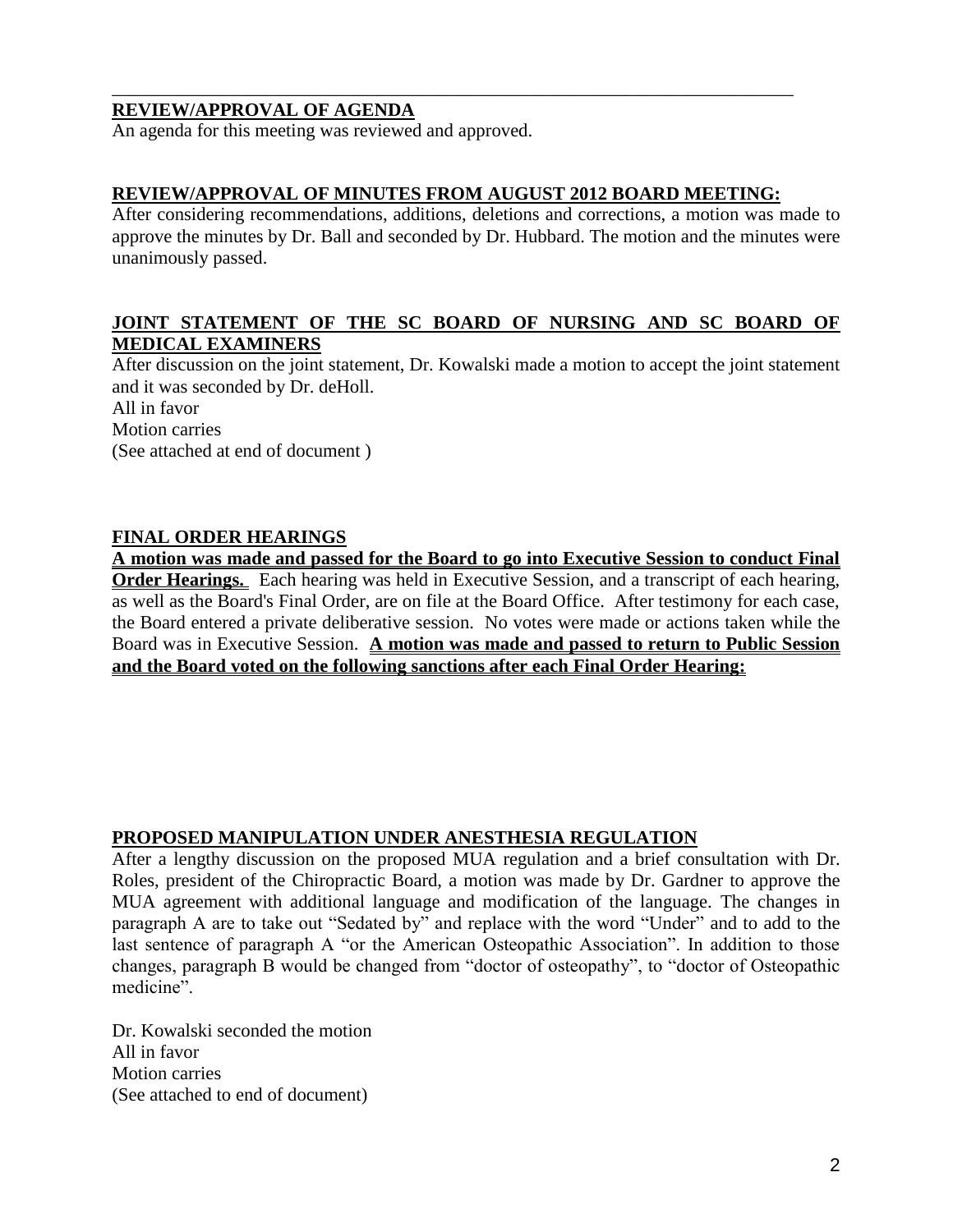## REVIEW/APPROVAL OF AGENDA

An agenda for this meeting was reviewed and approved.

## REVIEW/APPROVAL OF MINUTES FROM AUGUST 2012 BOARD MEETING:

After considering recommendations, additions, deletions and corrections, a motion was made to approve the minutes by Dr. Ball and seconded by Dr. Hubbard. The motion and the minutes were unanimously passed.

## JOINT STATEMENT OF THE SC BOARD OF NURSING AND SC BOARD OF MEDICAL EXAMINERS

After discussion on the joint statement, Dr. Kowalski made a motion to accept the joint statement and it was seconded by Dr. deHoll.
All in favor
Motion carries
(See attached at end of document )

## FINAL ORDER HEARINGS

**A motion was made and passed for the Board to go into Executive Session to conduct Final Order Hearings.** Each hearing was held in Executive Session, and a transcript of each hearing, as well as the Board's Final Order, are on file at the Board Office. After testimony for each case, the Board entered a private deliberative session. No votes were made or actions taken while the Board was in Executive Session. **A motion was made and passed to return to Public Session and the Board voted on the following sanctions after each Final Order Hearing:**

## PROPOSED MANIPULATION UNDER ANESTHESIA REGULATION

After a lengthy discussion on the proposed MUA regulation and a brief consultation with Dr. Roles, president of the Chiropractic Board, a motion was made by Dr. Gardner to approve the MUA agreement with additional language and modification of the language. The changes in paragraph A are to take out "Sedated by" and replace with the word "Under" and to add to the last sentence of paragraph A "or the American Osteopathic Association". In addition to those changes, paragraph B would be changed from "doctor of osteopathy", to "doctor of Osteopathic medicine".

Dr. Kowalski seconded the motion
All in favor
Motion carries
(See attached to end of document)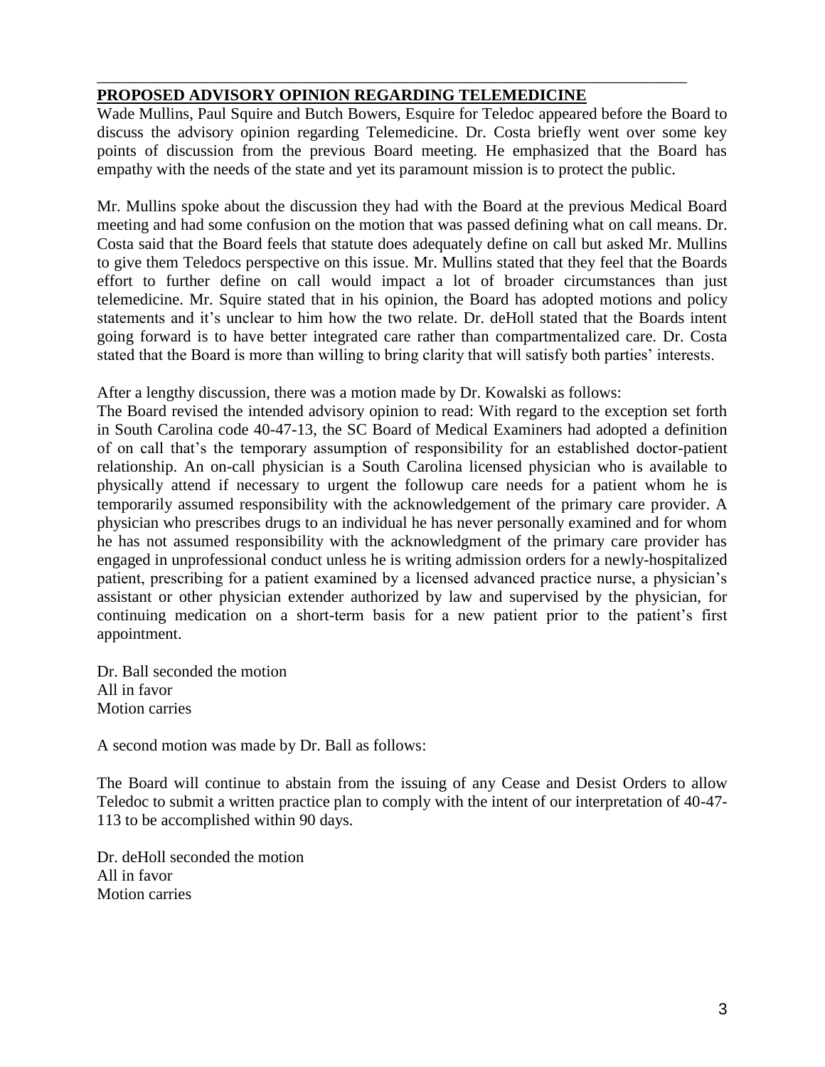## PROPOSED ADVISORY OPINION REGARDING TELEMEDICINE

Wade Mullins, Paul Squire and Butch Bowers, Esquire for Teledoc appeared before the Board to discuss the advisory opinion regarding Telemedicine. Dr. Costa briefly went over some key points of discussion from the previous Board meeting. He emphasized that the Board has empathy with the needs of the state and yet its paramount mission is to protect the public.

Mr. Mullins spoke about the discussion they had with the Board at the previous Medical Board meeting and had some confusion on the motion that was passed defining what on call means. Dr. Costa said that the Board feels that statute does adequately define on call but asked Mr. Mullins to give them Teledocs perspective on this issue. Mr. Mullins stated that they feel that the Boards effort to further define on call would impact a lot of broader circumstances than just telemedicine. Mr. Squire stated that in his opinion, the Board has adopted motions and policy statements and it's unclear to him how the two relate. Dr. deHoll stated that the Boards intent going forward is to have better integrated care rather than compartmentalized care. Dr. Costa stated that the Board is more than willing to bring clarity that will satisfy both parties' interests.

After a lengthy discussion, there was a motion made by Dr. Kowalski as follows:

The Board revised the intended advisory opinion to read: With regard to the exception set forth in South Carolina code 40-47-13, the SC Board of Medical Examiners had adopted a definition of on call that's the temporary assumption of responsibility for an established doctor-patient relationship. An on-call physician is a South Carolina licensed physician who is available to physically attend if necessary to urgent the followup care needs for a patient whom he is temporarily assumed responsibility with the acknowledgement of the primary care provider. A physician who prescribes drugs to an individual he has never personally examined and for whom he has not assumed responsibility with the acknowledgment of the primary care provider has engaged in unprofessional conduct unless he is writing admission orders for a newly-hospitalized patient, prescribing for a patient examined by a licensed advanced practice nurse, a physician's assistant or other physician extender authorized by law and supervised by the physician, for continuing medication on a short-term basis for a new patient prior to the patient's first appointment.

Dr. Ball seconded the motion
All in favor
Motion carries

A second motion was made by Dr. Ball as follows:

The Board will continue to abstain from the issuing of any Cease and Desist Orders to allow Teledoc to submit a written practice plan to comply with the intent of our interpretation of 40-47-113 to be accomplished within 90 days.

Dr. deHoll seconded the motion
All in favor
Motion carries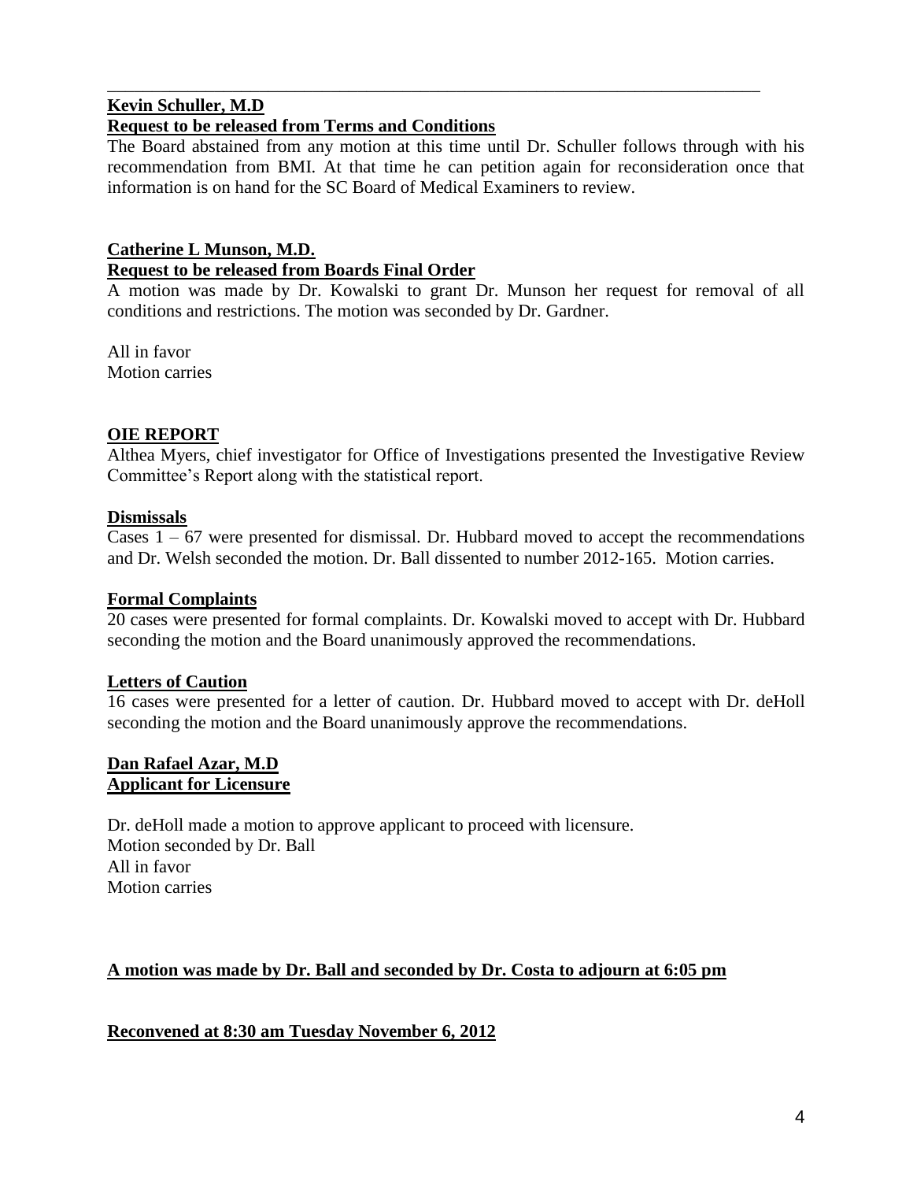---

**Kevin Schuller, M.D**
**Request to be released from Terms and Conditions**

The Board abstained from any motion at this time until Dr. Schuller follows through with his recommendation from BMI. At that time he can petition again for reconsideration once that information is on hand for the SC Board of Medical Examiners to review.

**Catherine L Munson, M.D.**
**Request to be released from Boards Final Order**

A motion was made by Dr. Kowalski to grant Dr. Munson her request for removal of all conditions and restrictions. The motion was seconded by Dr. Gardner.

All in favor
Motion carries

**OIE REPORT**

Althea Myers, chief investigator for Office of Investigations presented the Investigative Review Committee's Report along with the statistical report.

**Dismissals**

Cases 1 – 67 were presented for dismissal. Dr. Hubbard moved to accept the recommendations and Dr. Welsh seconded the motion. Dr. Ball dissented to number 2012-165. Motion carries.

**Formal Complaints**

20 cases were presented for formal complaints. Dr. Kowalski moved to accept with Dr. Hubbard seconding the motion and the Board unanimously approved the recommendations.

**Letters of Caution**

16 cases were presented for a letter of caution. Dr. Hubbard moved to accept with Dr. deHoll seconding the motion and the Board unanimously approve the recommendations.

**Dan Rafael Azar, M.D**
**Applicant for Licensure**

Dr. deHoll made a motion to approve applicant to proceed with licensure.
Motion seconded by Dr. Ball
All in favor
Motion carries

**A motion was made by Dr. Ball and seconded by Dr. Costa to adjourn at 6:05 pm**

**Reconvened at 8:30 am Tuesday November 6, 2012**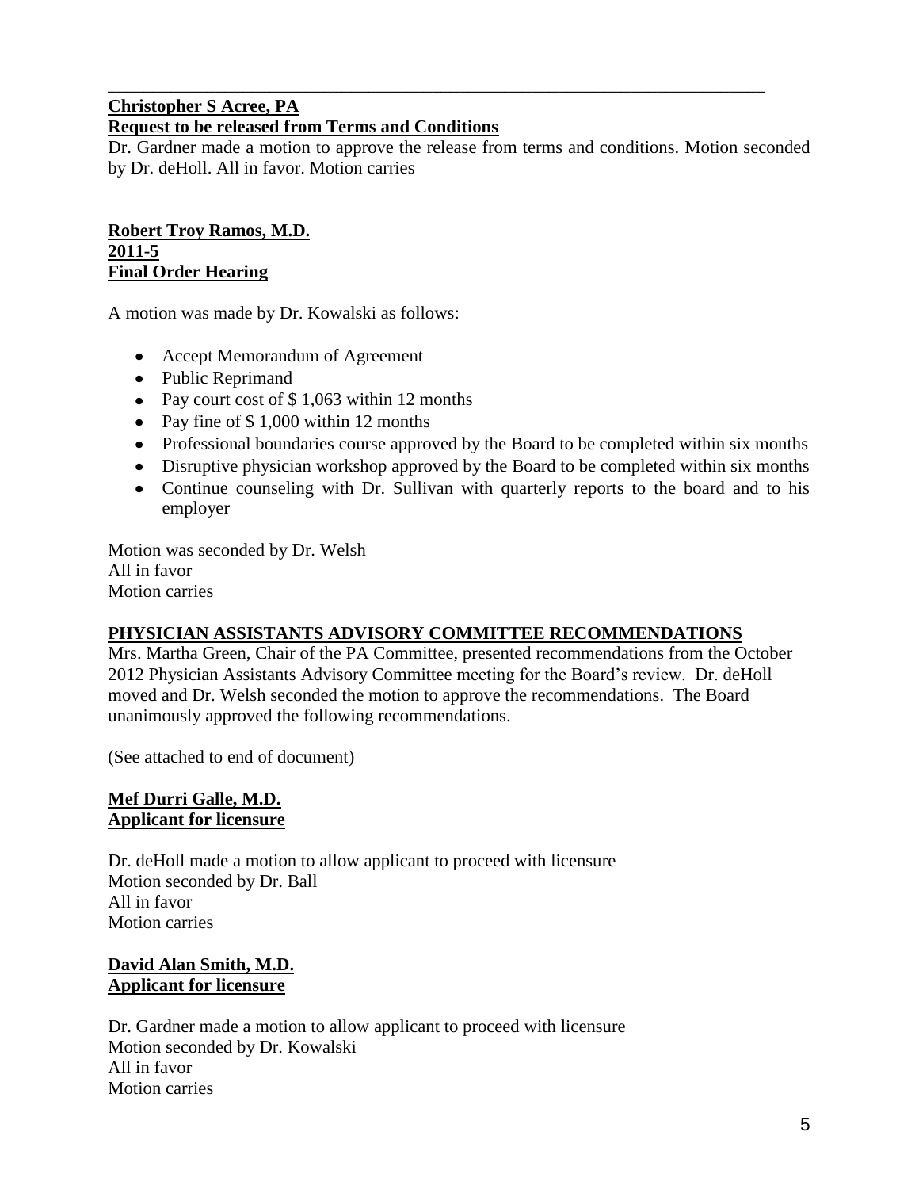---

**Christopher S Acree, PA**
**Request to be released from Terms and Conditions**

Dr. Gardner made a motion to approve the release from terms and conditions. Motion seconded by Dr. deHoll. All in favor. Motion carries

**Robert Troy Ramos, M.D.**
**2011-5**
**Final Order Hearing**

A motion was made by Dr. Kowalski as follows:

- Accept Memorandum of Agreement
- Public Reprimand
- Pay court cost of $ 1,063 within 12 months
- Pay fine of $ 1,000 within 12 months
- Professional boundaries course approved by the Board to be completed within six months
- Disruptive physician workshop approved by the Board to be completed within six months
- Continue counseling with Dr. Sullivan with quarterly reports to the board and to his employer

Motion was seconded by Dr. Welsh
All in favor
Motion carries

**PHYSICIAN ASSISTANTS ADVISORY COMMITTEE RECOMMENDATIONS**

Mrs. Martha Green, Chair of the PA Committee, presented recommendations from the October 2012 Physician Assistants Advisory Committee meeting for the Board's review. Dr. deHoll moved and Dr. Welsh seconded the motion to approve the recommendations. The Board unanimously approved the following recommendations.

(See attached to end of document)

**Mef Durri Galle, M.D.**
**Applicant for licensure**

Dr. deHoll made a motion to allow applicant to proceed with licensure
Motion seconded by Dr. Ball
All in favor
Motion carries

**David Alan Smith, M.D.**
**Applicant for licensure**

Dr. Gardner made a motion to allow applicant to proceed with licensure
Motion seconded by Dr. Kowalski
All in favor
Motion carries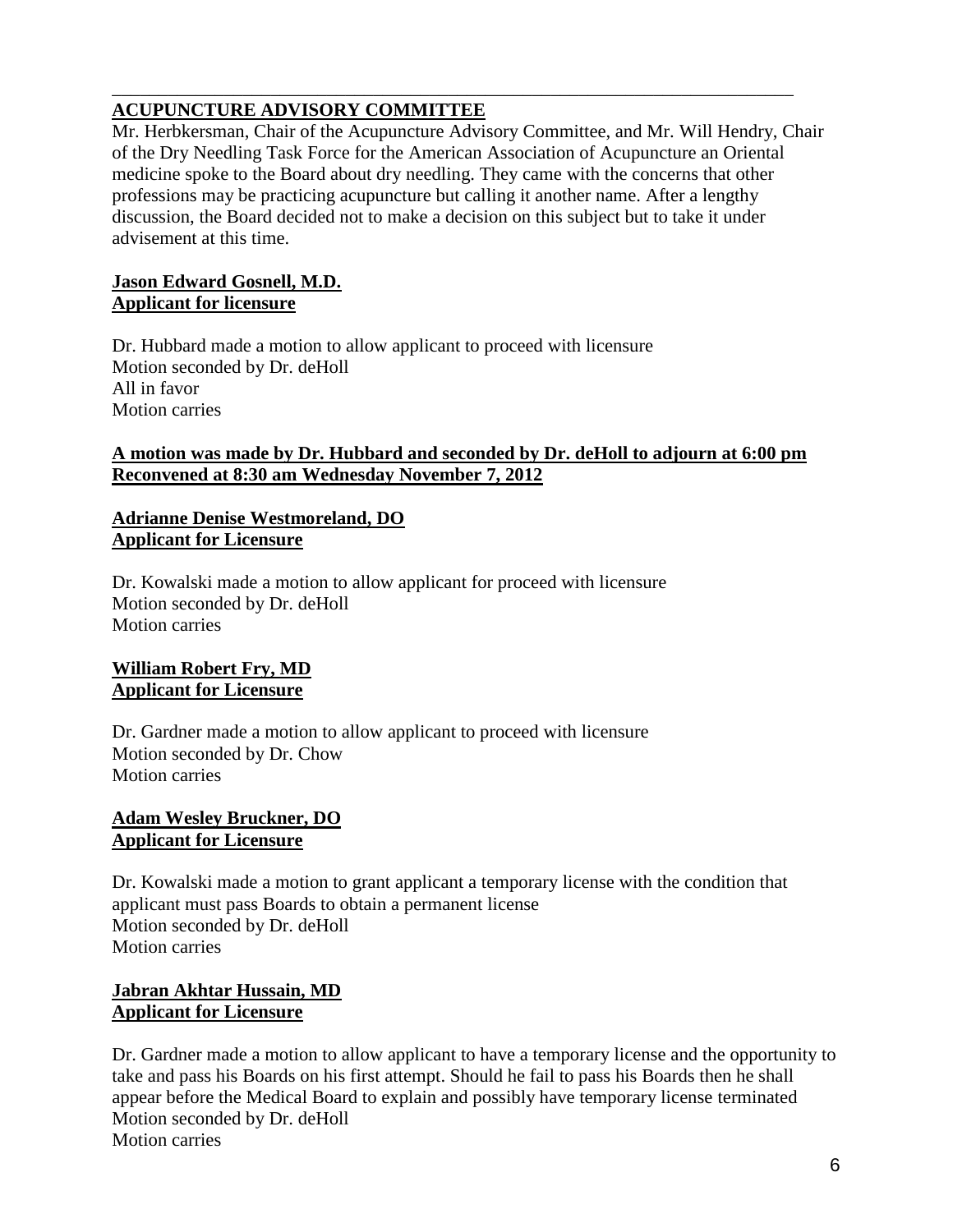**ACUPUNCTURE ADVISORY COMMITTEE**

Mr. Herbkersman, Chair of the Acupuncture Advisory Committee, and Mr. Will Hendry, Chair of the Dry Needling Task Force for the American Association of Acupuncture an Oriental medicine spoke to the Board about dry needling. They came with the concerns that other professions may be practicing acupuncture but calling it another name. After a lengthy discussion, the Board decided not to make a decision on this subject but to take it under advisement at this time.

**Jason Edward Gosnell, M.D.**
**Applicant for licensure**

Dr. Hubbard made a motion to allow applicant to proceed with licensure
Motion seconded by Dr. deHoll
All in favor
Motion carries

**A motion was made by Dr. Hubbard and seconded by Dr. deHoll to adjourn at 6:00 pm**
**Reconvened at 8:30 am Wednesday November 7, 2012**

**Adrianne Denise Westmoreland, DO**
**Applicant for Licensure**

Dr. Kowalski made a motion to allow applicant for proceed with licensure
Motion seconded by Dr. deHoll
Motion carries

**William Robert Fry, MD**
**Applicant for Licensure**

Dr. Gardner made a motion to allow applicant to proceed with licensure
Motion seconded by Dr. Chow
Motion carries

**Adam Wesley Bruckner, DO**
**Applicant for Licensure**

Dr. Kowalski made a motion to grant applicant a temporary license with the condition that applicant must pass Boards to obtain a permanent license
Motion seconded by Dr. deHoll
Motion carries

**Jabran Akhtar Hussain, MD**
**Applicant for Licensure**

Dr. Gardner made a motion to allow applicant to have a temporary license and the opportunity to take and pass his Boards on his first attempt. Should he fail to pass his Boards then he shall appear before the Medical Board to explain and possibly have temporary license terminated
Motion seconded by Dr. deHoll
Motion carries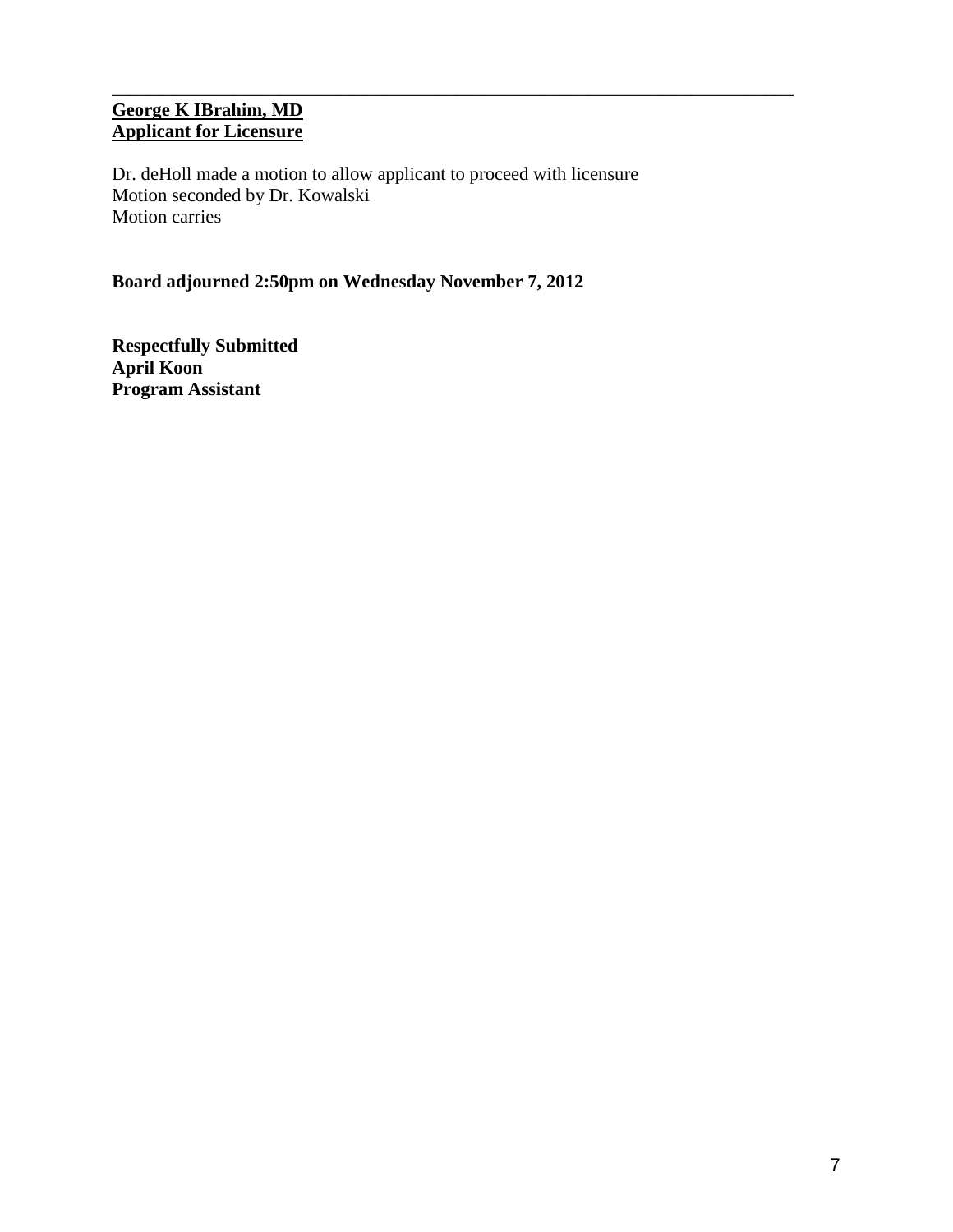---

**<u>George K IBrahim, MD</u>**
**<u>Applicant for Licensure</u>**

Dr. deHoll made a motion to allow applicant to proceed with licensure
Motion seconded by Dr. Kowalski
Motion carries

**Board adjourned 2:50pm on Wednesday November 7, 2012**

**Respectfully Submitted**
**April Koon**
**Program Assistant**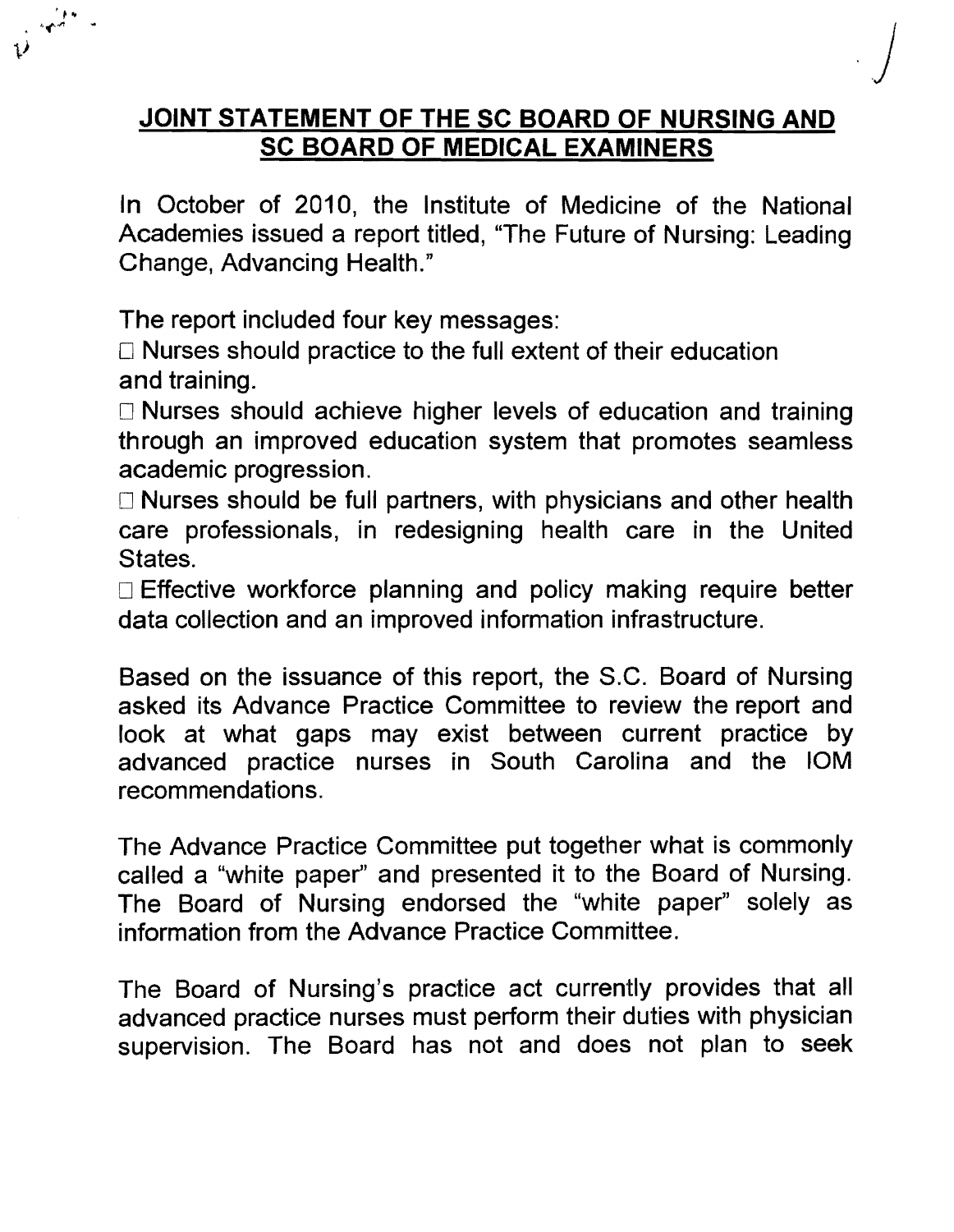## JOINT STATEMENT OF THE SC BOARD OF NURSING AND SC BOARD OF MEDICAL EXAMINERS

In October of 2010, the Institute of Medicine of the National Academies issued a report titled, "The Future of Nursing: Leading Change, Advancing Health."

The report included four key messages:

- Nurses should practice to the full extent of their education and training.
- Nurses should achieve higher levels of education and training through an improved education system that promotes seamless academic progression.
- Nurses should be full partners, with physicians and other health care professionals, in redesigning health care in the United States.
- Effective workforce planning and policy making require better data collection and an improved information infrastructure.

Based on the issuance of this report, the S.C. Board of Nursing asked its Advance Practice Committee to review the report and look at what gaps may exist between current practice by advanced practice nurses in South Carolina and the IOM recommendations.

The Advance Practice Committee put together what is commonly called a "white paper" and presented it to the Board of Nursing. The Board of Nursing endorsed the "white paper" solely as information from the Advance Practice Committee.

The Board of Nursing's practice act currently provides that all advanced practice nurses must perform their duties with physician supervision. The Board has not and does not plan to seek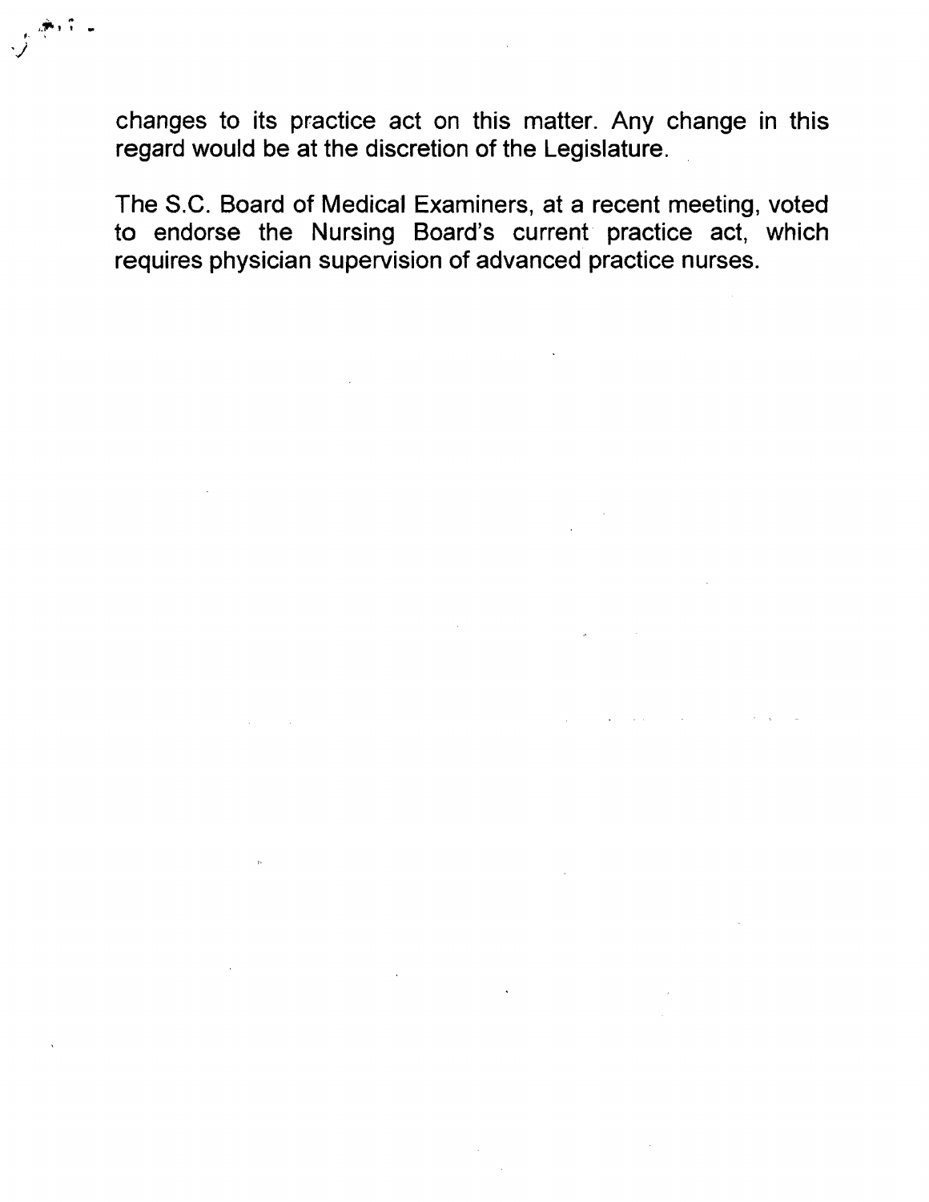changes to its practice act on this matter. Any change in this regard would be at the discretion of the Legislature.

The S.C. Board of Medical Examiners, at a recent meeting, voted to endorse the Nursing Board's current practice act, which requires physician supervision of advanced practice nurses.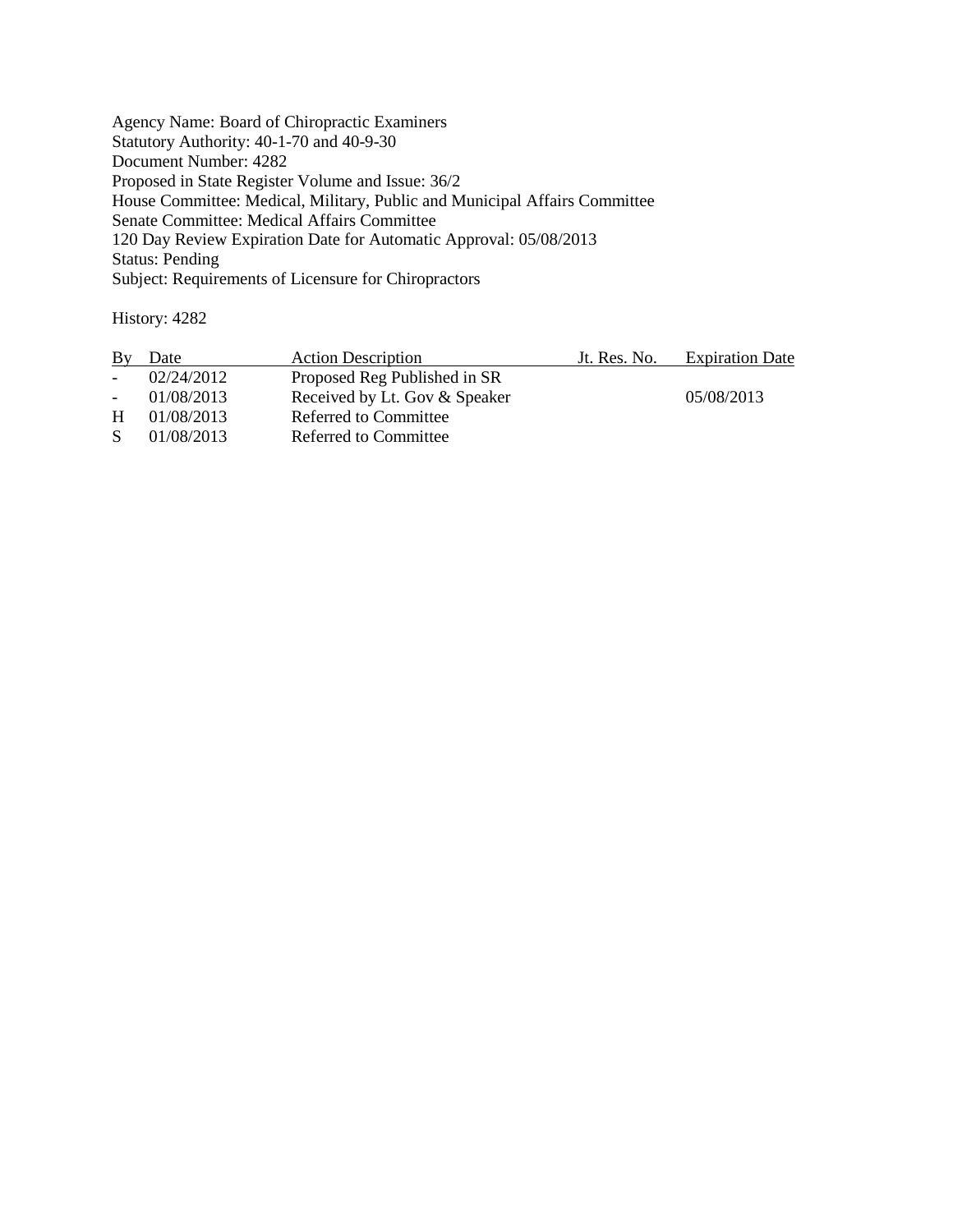Agency Name: Board of Chiropractic Examiners
Statutory Authority: 40-1-70 and 40-9-30
Document Number: 4282
Proposed in State Register Volume and Issue: 36/2
House Committee: Medical, Military, Public and Municipal Affairs Committee
Senate Committee: Medical Affairs Committee
120 Day Review Expiration Date for Automatic Approval: 05/08/2013
Status: Pending
Subject: Requirements of Licensure for Chiropractors

History: 4282

| By | Date | Action Description | Jt. Res. No. | Expiration Date |
|---|---|---|---|---|
| - | 02/24/2012 | Proposed Reg Published in SR | | |
| - | 01/08/2013 | Received by Lt. Gov & Speaker | | 05/08/2013 |
| H | 01/08/2013 | Referred to Committee | | |
| S | 01/08/2013 | Referred to Committee | | |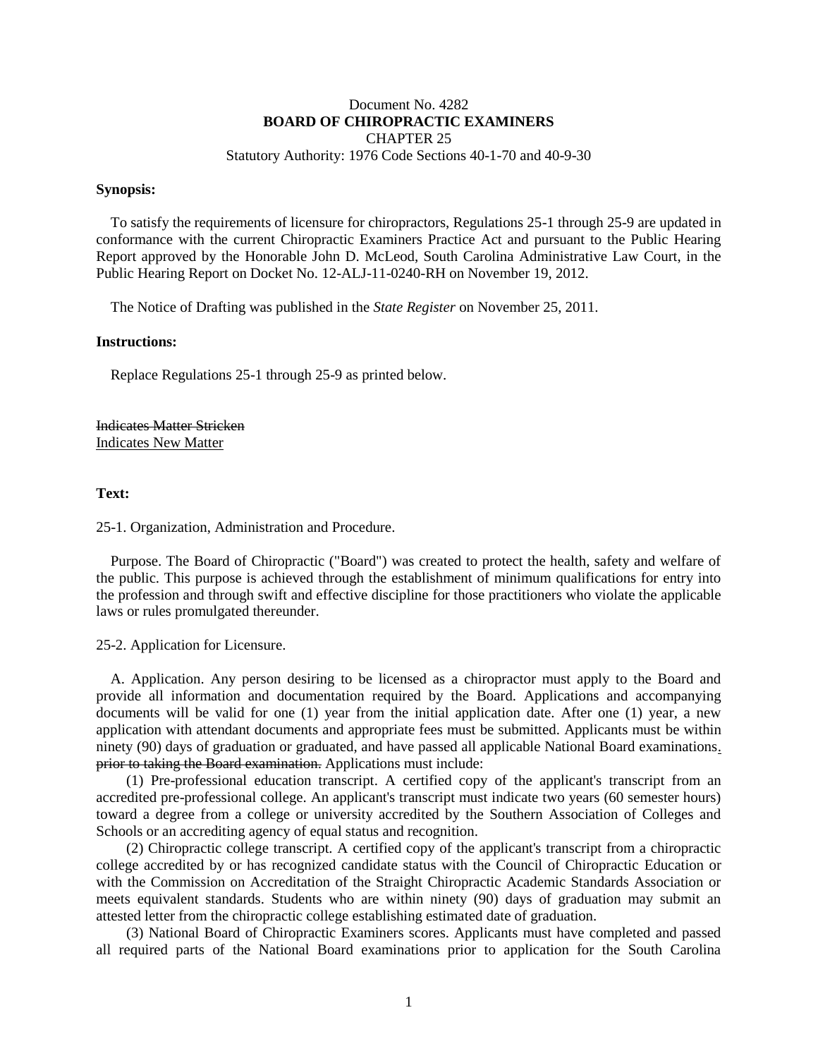Document No. 4282
**BOARD OF CHIROPRACTIC EXAMINERS**
CHAPTER 25
Statutory Authority: 1976 Code Sections 40-1-70 and 40-9-30

**Synopsis:**

To satisfy the requirements of licensure for chiropractors, Regulations 25-1 through 25-9 are updated in conformance with the current Chiropractic Examiners Practice Act and pursuant to the Public Hearing Report approved by the Honorable John D. McLeod, South Carolina Administrative Law Court, in the Public Hearing Report on Docket No. 12-ALJ-11-0240-RH on November 19, 2012.

The Notice of Drafting was published in the *State Register* on November 25, 2011.

**Instructions:**

Replace Regulations 25-1 through 25-9 as printed below.

~~Indicates Matter Stricken~~
<u>Indicates New Matter</u>

**Text:**

25-1. Organization, Administration and Procedure.

Purpose. The Board of Chiropractic ("Board") was created to protect the health, safety and welfare of the public. This purpose is achieved through the establishment of minimum qualifications for entry into the profession and through swift and effective discipline for those practitioners who violate the applicable laws or rules promulgated thereunder.

25-2. Application for Licensure.

A. Application. Any person desiring to be licensed as a chiropractor must apply to the Board and provide all information and documentation required by the Board. Applications and accompanying documents will be valid for one (1) year from the initial application date. After one (1) year, a new application with attendant documents and appropriate fees must be submitted. Applicants must be within ninety (90) days of graduation or graduated, and have passed all applicable National Board examinations<u>.</u> ~~prior to taking the Board examination.~~ Applications must include:

(1) Pre-professional education transcript. A certified copy of the applicant's transcript from an accredited pre-professional college. An applicant's transcript must indicate two years (60 semester hours) toward a degree from a college or university accredited by the Southern Association of Colleges and Schools or an accrediting agency of equal status and recognition.

(2) Chiropractic college transcript. A certified copy of the applicant's transcript from a chiropractic college accredited by or has recognized candidate status with the Council of Chiropractic Education or with the Commission on Accreditation of the Straight Chiropractic Academic Standards Association or meets equivalent standards. Students who are within ninety (90) days of graduation may submit an attested letter from the chiropractic college establishing estimated date of graduation.

(3) National Board of Chiropractic Examiners scores. Applicants must have completed and passed all required parts of the National Board examinations prior to application for the South Carolina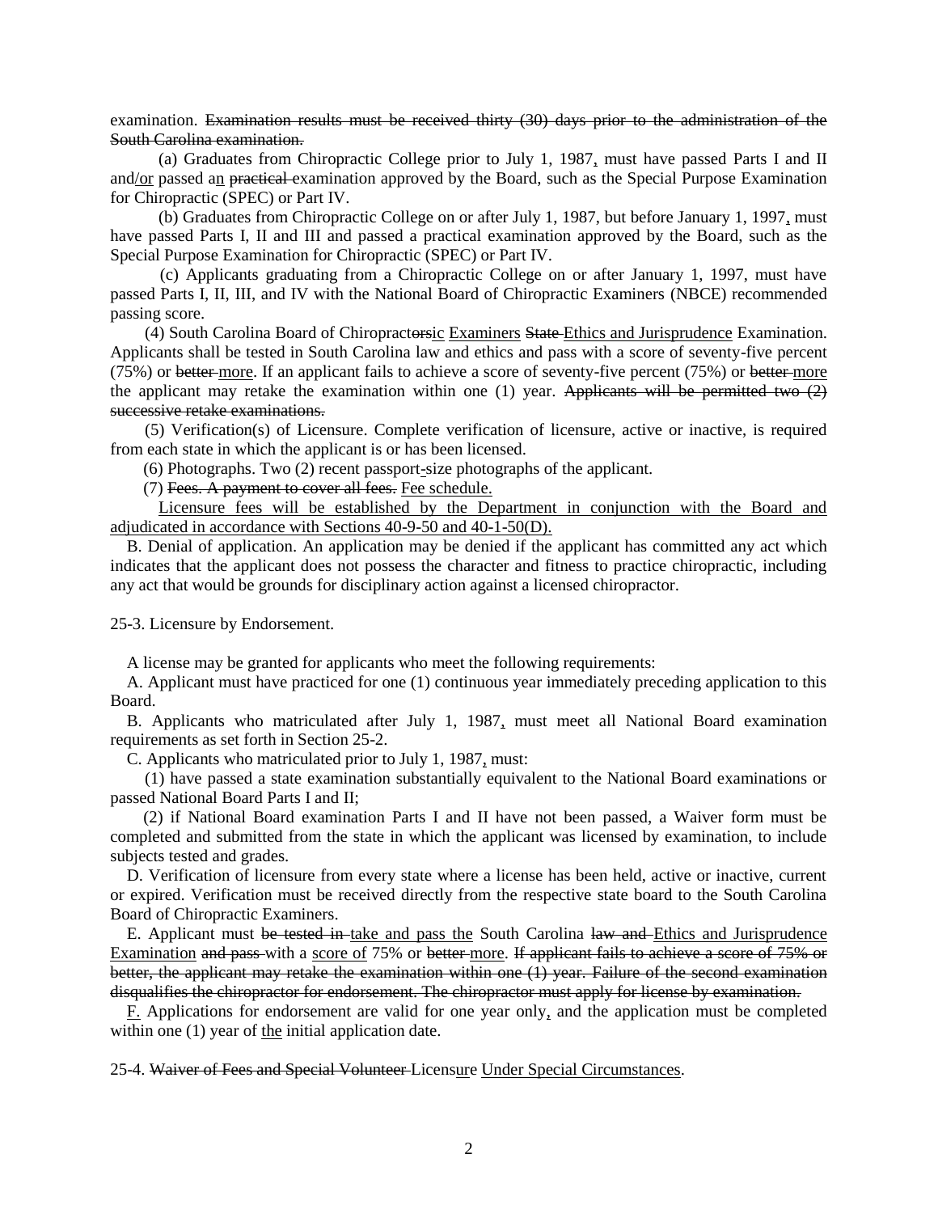examination. ~~Examination results must be received thirty (30) days prior to the administration of the South Carolina examination.~~

(a) Graduates from Chiropractic College prior to July 1, 1987<u>,</u> must have passed Parts I and II and<u>/or</u> passed a<u>n</u> ~~practical~~ examination approved by the Board, such as the Special Purpose Examination for Chiropractic (SPEC) or Part IV.

(b) Graduates from Chiropractic College on or after July 1, 1987, but before January 1, 1997<u>,</u> must have passed Parts I, II and III and passed a practical examination approved by the Board, such as the Special Purpose Examination for Chiropractic (SPEC) or Part IV.

(c) Applicants graduating from a Chiropractic College on or after January 1, 1997, must have passed Parts I, II, III, and IV with the National Board of Chiropractic Examiners (NBCE) recommended passing score.

(4) South Carolina Board of Chiropract~~ors~~<u>ic</u> <u>Examiners</u> ~~State~~ <u>Ethics and Jurisprudence</u> Examination. Applicants shall be tested in South Carolina law and ethics and pass with a score of seventy-five percent (75%) or ~~better~~ <u>more</u>. If an applicant fails to achieve a score of seventy-five percent (75%) or ~~better~~ <u>more</u> the applicant may retake the examination within one (1) year. ~~Applicants will be permitted two (2) successive retake examinations.~~

(5) Verification(s) of Licensure. Complete verification of licensure, active or inactive, is required from each state in which the applicant is or has been licensed.

(6) Photographs. Two (2) recent passport<u>-</u>size photographs of the applicant.

(7) ~~Fees. A payment to cover all fees.~~ <u>Fee schedule.</u>

<u>Licensure fees will be established by the Department in conjunction with the Board and adjudicated in accordance with Sections 40-9-50 and 40-1-50(D).</u>

B. Denial of application. An application may be denied if the applicant has committed any act which indicates that the applicant does not possess the character and fitness to practice chiropractic, including any act that would be grounds for disciplinary action against a licensed chiropractor.

25-3. Licensure by Endorsement.

A license may be granted for applicants who meet the following requirements:

A. Applicant must have practiced for one (1) continuous year immediately preceding application to this Board.

B. Applicants who matriculated after July 1, 1987<u>,</u> must meet all National Board examination requirements as set forth in Section 25-2.

C. Applicants who matriculated prior to July 1, 1987<u>,</u> must:

(1) have passed a state examination substantially equivalent to the National Board examinations or passed National Board Parts I and II;

(2) if National Board examination Parts I and II have not been passed, a Waiver form must be completed and submitted from the state in which the applicant was licensed by examination, to include subjects tested and grades.

D. Verification of licensure from every state where a license has been held, active or inactive, current or expired. Verification must be received directly from the respective state board to the South Carolina Board of Chiropractic Examiners.

E. Applicant must ~~be tested in~~ <u>take and pass the</u> South Carolina ~~law and~~ <u>Ethics and Jurisprudence Examination</u> ~~and pass~~ with a <u>score of</u> 75% or ~~better~~ <u>more</u>. ~~If applicant fails to achieve a score of 75% or better, the applicant may retake the examination within one (1) year. Failure of the second examination disqualifies the chiropractor for endorsement. The chiropractor must apply for license by examination.~~

<u>F.</u> Applications for endorsement are valid for one year only<u>,</u> and the application must be completed within one (1) year of <u>the</u> initial application date.

25-4. ~~Waiver of Fees and Special Volunteer~~ Licens<u>ure</u> <u>Under Special Circumstances</u>.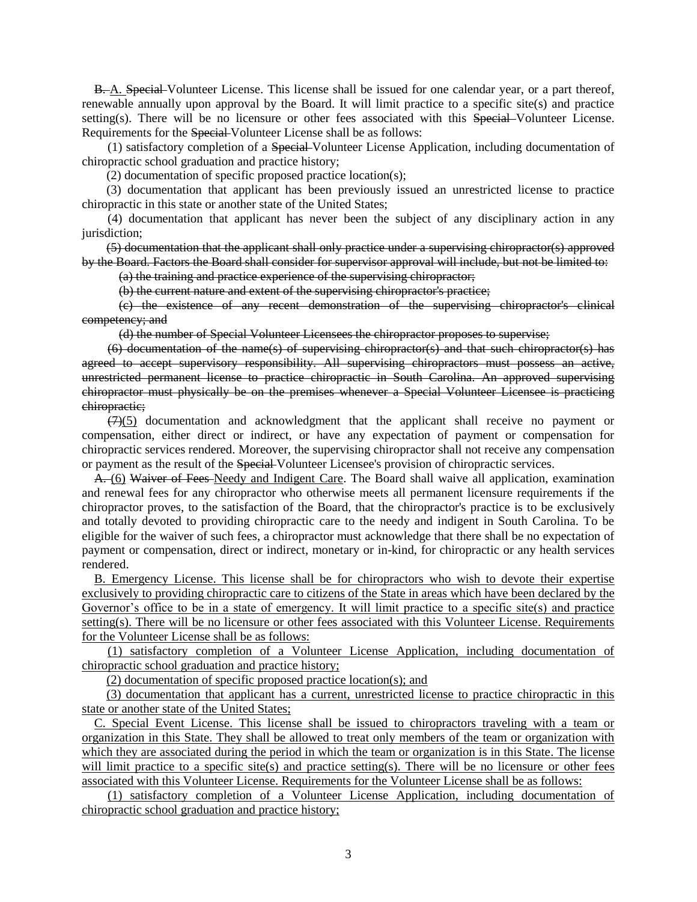~~B.~~ <u>A.</u> ~~Special~~ Volunteer License. This license shall be issued for one calendar year, or a part thereof, renewable annually upon approval by the Board. It will limit practice to a specific site(s) and practice setting(s). There will be no licensure or other fees associated with this ~~Special~~ Volunteer License. Requirements for the ~~Special~~ Volunteer License shall be as follows:

(1) satisfactory completion of a ~~Special~~ Volunteer License Application, including documentation of chiropractic school graduation and practice history;

(2) documentation of specific proposed practice location(s);

(3) documentation that applicant has been previously issued an unrestricted license to practice chiropractic in this state or another state of the United States;

(4) documentation that applicant has never been the subject of any disciplinary action in any jurisdiction;

~~(5) documentation that the applicant shall only practice under a supervising chiropractor(s) approved by the Board. Factors the Board shall consider for supervisor approval will include, but not be limited to:~~

~~(a) the training and practice experience of the supervising chiropractor;~~

~~(b) the current nature and extent of the supervising chiropractor's practice;~~

~~(c) the existence of any recent demonstration of the supervising chiropractor's clinical competency; and~~

~~(d) the number of Special Volunteer Licensees the chiropractor proposes to supervise;~~

~~(6) documentation of the name(s) of supervising chiropractor(s) and that such chiropractor(s) has agreed to accept supervisory responsibility. All supervising chiropractors must possess an active, unrestricted permanent license to practice chiropractic in South Carolina. An approved supervising chiropractor must physically be on the premises whenever a Special Volunteer Licensee is practicing chiropractic;~~

~~(7)~~<u>(5)</u> documentation and acknowledgment that the applicant shall receive no payment or compensation, either direct or indirect, or have any expectation of payment or compensation for chiropractic services rendered. Moreover, the supervising chiropractor shall not receive any compensation or payment as the result of the ~~Special~~ Volunteer Licensee's provision of chiropractic services.

~~A.~~ <u>(6)</u> ~~Waiver of Fees~~ <u>Needy and Indigent Care</u>. The Board shall waive all application, examination and renewal fees for any chiropractor who otherwise meets all permanent licensure requirements if the chiropractor proves, to the satisfaction of the Board, that the chiropractor's practice is to be exclusively and totally devoted to providing chiropractic care to the needy and indigent in South Carolina. To be eligible for the waiver of such fees, a chiropractor must acknowledge that there shall be no expectation of payment or compensation, direct or indirect, monetary or in-kind, for chiropractic or any health services rendered.

<u>B. Emergency License. This license shall be for chiropractors who wish to devote their expertise exclusively to providing chiropractic care to citizens of the State in areas which have been declared by the Governor's office to be in a state of emergency. It will limit practice to a specific site(s) and practice setting(s). There will be no licensure or other fees associated with this Volunteer License. Requirements for the Volunteer License shall be as follows:</u>

<u>(1) satisfactory completion of a Volunteer License Application, including documentation of chiropractic school graduation and practice history;</u>

<u>(2) documentation of specific proposed practice location(s); and</u>

<u>(3) documentation that applicant has a current, unrestricted license to practice chiropractic in this state or another state of the United States;</u>

<u>C. Special Event License. This license shall be issued to chiropractors traveling with a team or organization in this State. They shall be allowed to treat only members of the team or organization with which they are associated during the period in which the team or organization is in this State. The license will limit practice to a specific site(s) and practice setting(s). There will be no licensure or other fees associated with this Volunteer License. Requirements for the Volunteer License shall be as follows:</u>

<u>(1) satisfactory completion of a Volunteer License Application, including documentation of chiropractic school graduation and practice history;</u>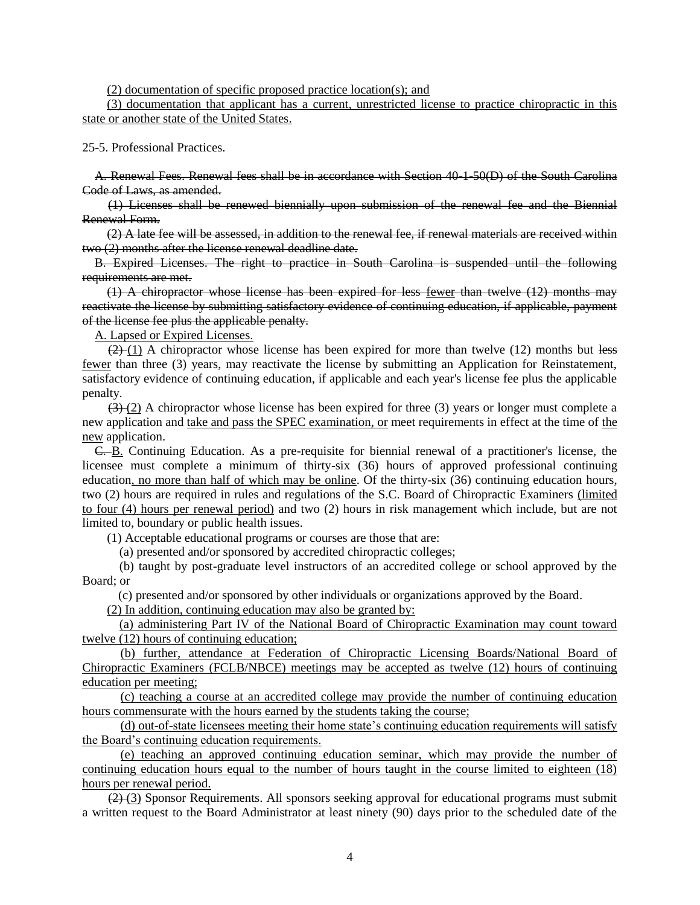(2) documentation of specific proposed practice location(s); and

(3) documentation that applicant has a current, unrestricted license to practice chiropractic in this state or another state of the United States.

25-5. Professional Practices.

~~A. Renewal Fees. Renewal fees shall be in accordance with Section 40-1-50(D) of the South Carolina Code of Laws, as amended.~~

~~(1) Licenses shall be renewed biennially upon submission of the renewal fee and the Biennial Renewal Form.~~

~~(2) A late fee will be assessed, in addition to the renewal fee, if renewal materials are received within two (2) months after the license renewal deadline date.~~

~~B. Expired Licenses. The right to practice in South Carolina is suspended until the following requirements are met.~~

~~(1) A chiropractor whose license has been expired for less~~ fewer ~~than twelve (12) months may reactivate the license by submitting satisfactory evidence of continuing education, if applicable, payment of the license fee plus the applicable penalty.~~

A. Lapsed or Expired Licenses.

~~(2)~~ (1) A chiropractor whose license has been expired for more than twelve (12) months but ~~less~~ fewer than three (3) years, may reactivate the license by submitting an Application for Reinstatement, satisfactory evidence of continuing education, if applicable and each year's license fee plus the applicable penalty.

~~(3)~~ (2) A chiropractor whose license has been expired for three (3) years or longer must complete a new application and take and pass the SPEC examination, or meet requirements in effect at the time of the new application.

~~C.~~ B. Continuing Education. As a pre-requisite for biennial renewal of a practitioner's license, the licensee must complete a minimum of thirty-six (36) hours of approved professional continuing education, no more than half of which may be online. Of the thirty-six (36) continuing education hours, two (2) hours are required in rules and regulations of the S.C. Board of Chiropractic Examiners (limited to four (4) hours per renewal period) and two (2) hours in risk management which include, but are not limited to, boundary or public health issues.

(1) Acceptable educational programs or courses are those that are:

(a) presented and/or sponsored by accredited chiropractic colleges;

(b) taught by post-graduate level instructors of an accredited college or school approved by the Board; or

(c) presented and/or sponsored by other individuals or organizations approved by the Board.

(2) In addition, continuing education may also be granted by:

(a) administering Part IV of the National Board of Chiropractic Examination may count toward twelve (12) hours of continuing education;

(b) further, attendance at Federation of Chiropractic Licensing Boards/National Board of Chiropractic Examiners (FCLB/NBCE) meetings may be accepted as twelve (12) hours of continuing education per meeting;

(c) teaching a course at an accredited college may provide the number of continuing education hours commensurate with the hours earned by the students taking the course;

(d) out-of-state licensees meeting their home state's continuing education requirements will satisfy the Board's continuing education requirements.

(e) teaching an approved continuing education seminar, which may provide the number of continuing education hours equal to the number of hours taught in the course limited to eighteen (18) hours per renewal period.

~~(2)~~ (3) Sponsor Requirements. All sponsors seeking approval for educational programs must submit a written request to the Board Administrator at least ninety (90) days prior to the scheduled date of the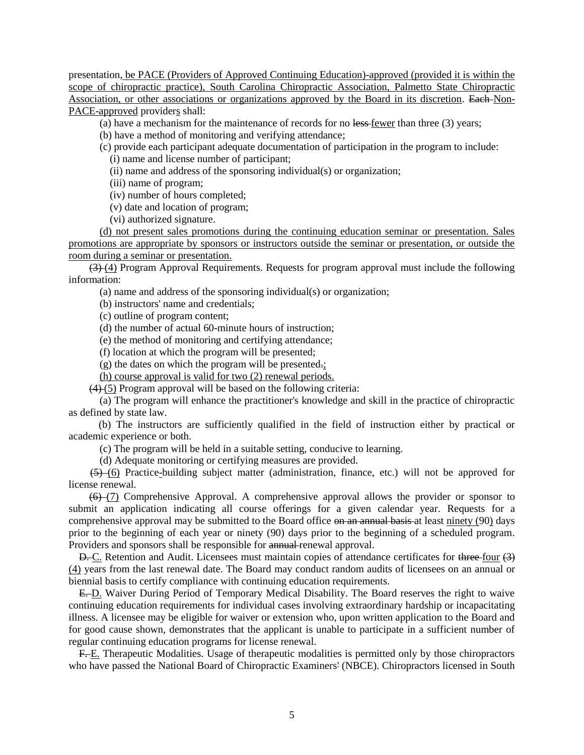presentation, be PACE (Providers of Approved Continuing Education)-approved (provided it is within the scope of chiropractic practice), South Carolina Chiropractic Association, Palmetto State Chiropractic Association, or other associations or organizations approved by the Board in its discretion. ~~Each~~ Non-PACE-approved providers shall:

(a) have a mechanism for the maintenance of records for no ~~less~~ fewer than three (3) years;

(b) have a method of monitoring and verifying attendance;

(c) provide each participant adequate documentation of participation in the program to include:

(i) name and license number of participant;

(ii) name and address of the sponsoring individual(s) or organization;

(iii) name of program;

(iv) number of hours completed;

(v) date and location of program;

(vi) authorized signature.

(d) not present sales promotions during the continuing education seminar or presentation. Sales promotions are appropriate by sponsors or instructors outside the seminar or presentation, or outside the room during a seminar or presentation.

~~(3)~~ (4) Program Approval Requirements. Requests for program approval must include the following information:

(a) name and address of the sponsoring individual(s) or organization;

(b) instructors' name and credentials;

(c) outline of program content;

(d) the number of actual 60-minute hours of instruction;

(e) the method of monitoring and certifying attendance;

(f) location at which the program will be presented;

(g) the dates on which the program will be presented~~.~~;

(h) course approval is valid for two (2) renewal periods.

~~(4)~~ (5) Program approval will be based on the following criteria:

(a) The program will enhance the practitioner's knowledge and skill in the practice of chiropractic as defined by state law.

(b) The instructors are sufficiently qualified in the field of instruction either by practical or academic experience or both.

(c) The program will be held in a suitable setting, conducive to learning.

(d) Adequate monitoring or certifying measures are provided.

~~(5)~~ (6) Practice-building subject matter (administration, finance, etc.) will not be approved for license renewal.

~~(6)~~ (7) Comprehensive Approval. A comprehensive approval allows the provider or sponsor to submit an application indicating all course offerings for a given calendar year. Requests for a comprehensive approval may be submitted to the Board office ~~on an annual basis~~ at least ninety (90) days prior to the beginning of each year or ninety (90) days prior to the beginning of a scheduled program. Providers and sponsors shall be responsible for ~~annual~~ renewal approval.

~~D.~~ C. Retention and Audit. Licensees must maintain copies of attendance certificates for ~~three~~ four ~~(3)~~ (4) years from the last renewal date. The Board may conduct random audits of licensees on an annual or biennial basis to certify compliance with continuing education requirements.

~~E.~~ D. Waiver During Period of Temporary Medical Disability. The Board reserves the right to waive continuing education requirements for individual cases involving extraordinary hardship or incapacitating illness. A licensee may be eligible for waiver or extension who, upon written application to the Board and for good cause shown, demonstrates that the applicant is unable to participate in a sufficient number of regular continuing education programs for license renewal.

~~F.~~ E. Therapeutic Modalities. Usage of therapeutic modalities is permitted only by those chiropractors who have passed the National Board of Chiropractic Examiners' (NBCE). Chiropractors licensed in South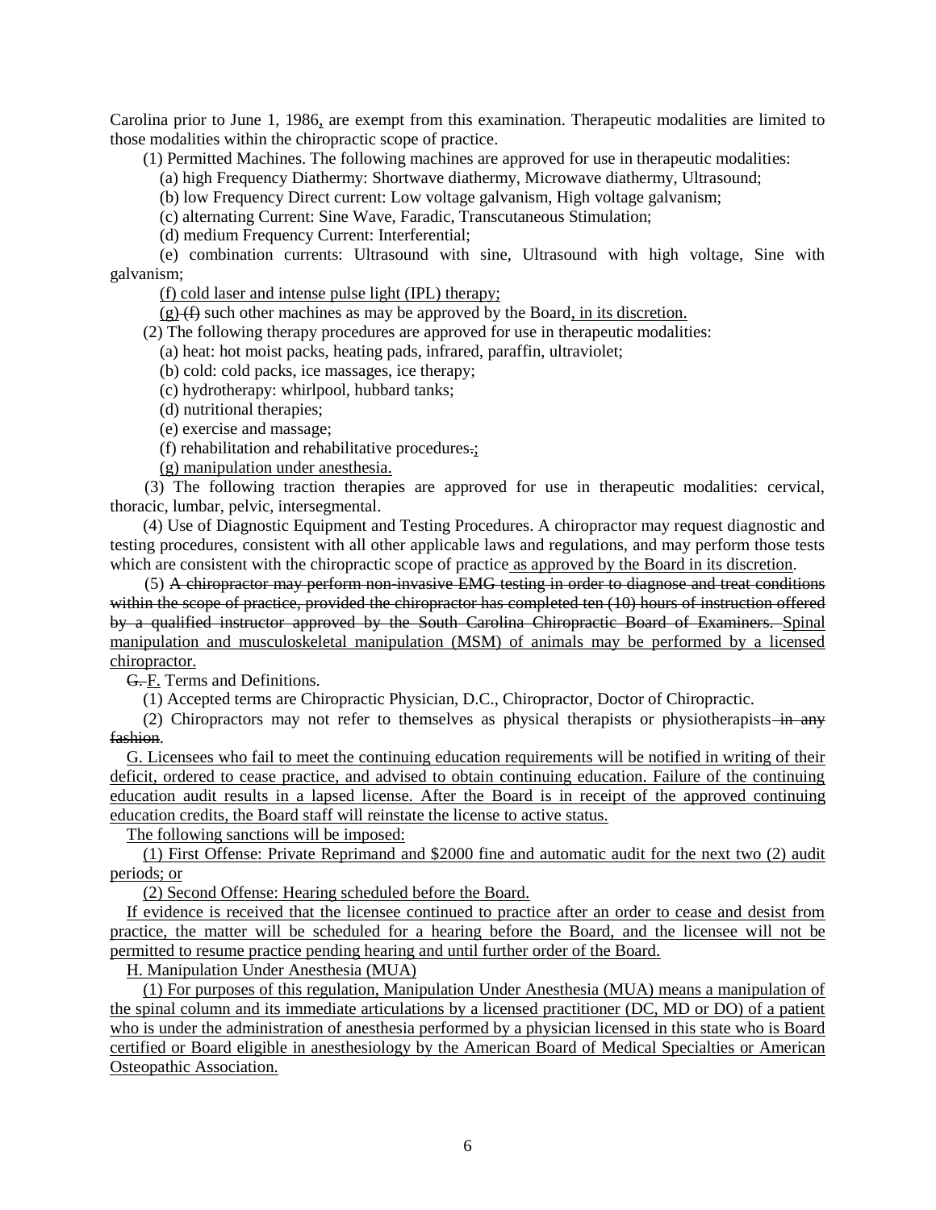Carolina prior to June 1, 1986, are exempt from this examination. Therapeutic modalities are limited to those modalities within the chiropractic scope of practice.

(1) Permitted Machines. The following machines are approved for use in therapeutic modalities:

(a) high Frequency Diathermy: Shortwave diathermy, Microwave diathermy, Ultrasound;

(b) low Frequency Direct current: Low voltage galvanism, High voltage galvanism;

(c) alternating Current: Sine Wave, Faradic, Transcutaneous Stimulation;

(d) medium Frequency Current: Interferential;

(e) combination currents: Ultrasound with sine, Ultrasound with high voltage, Sine with galvanism;

<u>(f) cold laser and intense pulse light (IPL) therapy;</u>

<u>(g)</u> ~~(f)~~ such other machines as may be approved by the Board<u>, in its discretion.</u>

(2) The following therapy procedures are approved for use in therapeutic modalities:

(a) heat: hot moist packs, heating pads, infrared, paraffin, ultraviolet;

(b) cold: cold packs, ice massages, ice therapy;

(c) hydrotherapy: whirlpool, hubbard tanks;

(d) nutritional therapies;

(e) exercise and massage;

(f) rehabilitation and rehabilitative procedures~~.~~<u>;</u>

<u>(g) manipulation under anesthesia.</u>

(3) The following traction therapies are approved for use in therapeutic modalities: cervical, thoracic, lumbar, pelvic, intersegmental.

(4) Use of Diagnostic Equipment and Testing Procedures. A chiropractor may request diagnostic and testing procedures, consistent with all other applicable laws and regulations, and may perform those tests which are consistent with the chiropractic scope of practice<u> as approved by the Board in its discretion</u>.

(5) ~~A chiropractor may perform non-invasive EMG testing in order to diagnose and treat conditions within the scope of practice, provided the chiropractor has completed ten (10) hours of instruction offered by a qualified instructor approved by the South Carolina Chiropractic Board of Examiners.~~ <u>Spinal manipulation and musculoskeletal manipulation (MSM) of animals may be performed by a licensed chiropractor.</u>

~~G.~~ <u>F.</u> Terms and Definitions.

(1) Accepted terms are Chiropractic Physician, D.C., Chiropractor, Doctor of Chiropractic.

(2) Chiropractors may not refer to themselves as physical therapists or physiotherapists ~~in any fashion~~.

<u>G. Licensees who fail to meet the continuing education requirements will be notified in writing of their deficit, ordered to cease practice, and advised to obtain continuing education. Failure of the continuing education audit results in a lapsed license. After the Board is in receipt of the approved continuing education credits, the Board staff will reinstate the license to active status.</u>

<u>The following sanctions will be imposed:</u>

<u>(1) First Offense: Private Reprimand and $2000 fine and automatic audit for the next two (2) audit periods; or</u>

<u>(2) Second Offense: Hearing scheduled before the Board.</u>

<u>If evidence is received that the licensee continued to practice after an order to cease and desist from practice, the matter will be scheduled for a hearing before the Board, and the licensee will not be permitted to resume practice pending hearing and until further order of the Board.</u>

<u>H. Manipulation Under Anesthesia (MUA)</u>

<u>(1) For purposes of this regulation, Manipulation Under Anesthesia (MUA) means a manipulation of the spinal column and its immediate articulations by a licensed practitioner (DC, MD or DO) of a patient who is under the administration of anesthesia performed by a physician licensed in this state who is Board certified or Board eligible in anesthesiology by the American Board of Medical Specialties or American Osteopathic Association.</u>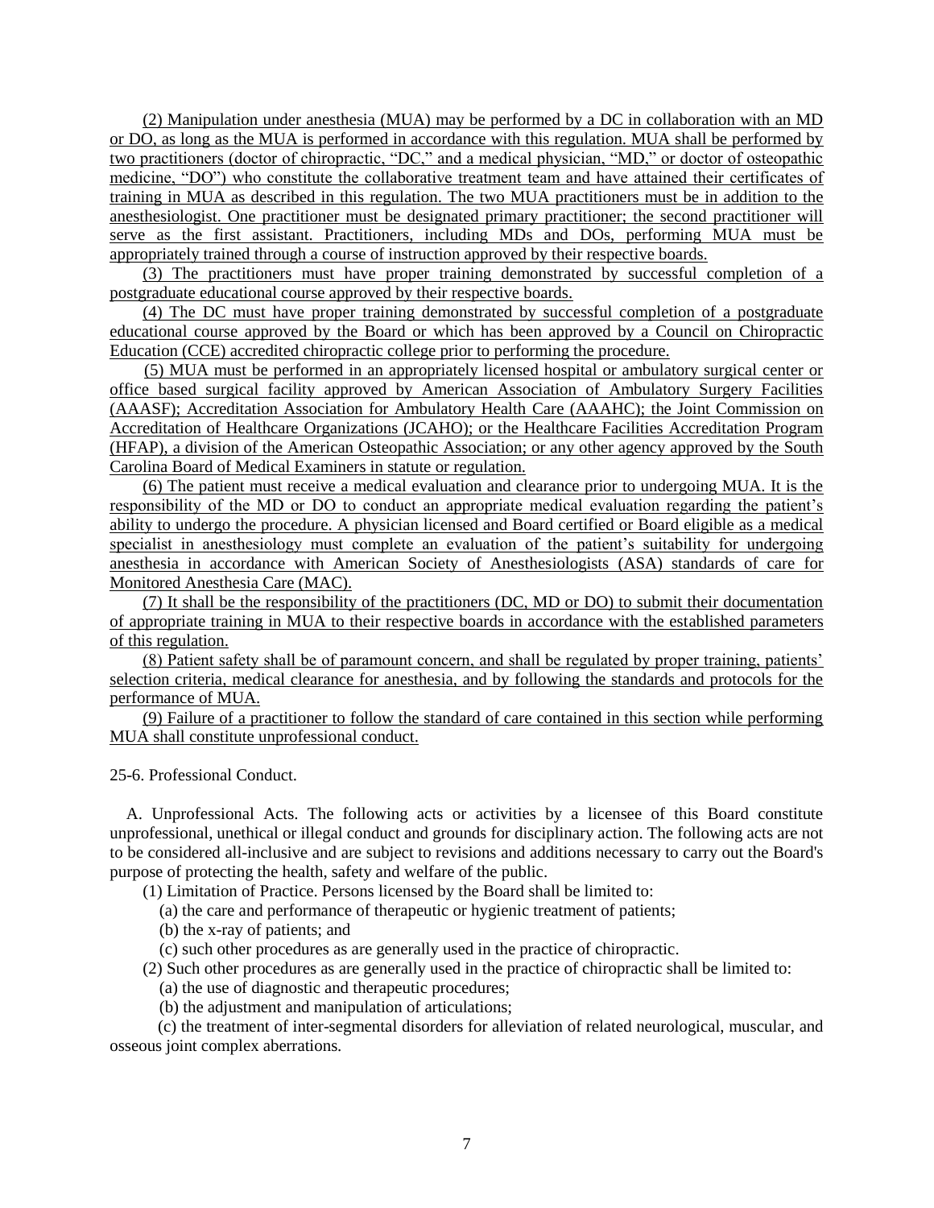(2) Manipulation under anesthesia (MUA) may be performed by a DC in collaboration with an MD or DO, as long as the MUA is performed in accordance with this regulation. MUA shall be performed by two practitioners (doctor of chiropractic, "DC," and a medical physician, "MD," or doctor of osteopathic medicine, "DO") who constitute the collaborative treatment team and have attained their certificates of training in MUA as described in this regulation. The two MUA practitioners must be in addition to the anesthesiologist. One practitioner must be designated primary practitioner; the second practitioner will serve as the first assistant. Practitioners, including MDs and DOs, performing MUA must be appropriately trained through a course of instruction approved by their respective boards.

(3) The practitioners must have proper training demonstrated by successful completion of a postgraduate educational course approved by their respective boards.

(4) The DC must have proper training demonstrated by successful completion of a postgraduate educational course approved by the Board or which has been approved by a Council on Chiropractic Education (CCE) accredited chiropractic college prior to performing the procedure.

(5) MUA must be performed in an appropriately licensed hospital or ambulatory surgical center or office based surgical facility approved by American Association of Ambulatory Surgery Facilities (AAASF); Accreditation Association for Ambulatory Health Care (AAAHC); the Joint Commission on Accreditation of Healthcare Organizations (JCAHO); or the Healthcare Facilities Accreditation Program (HFAP), a division of the American Osteopathic Association; or any other agency approved by the South Carolina Board of Medical Examiners in statute or regulation.

(6) The patient must receive a medical evaluation and clearance prior to undergoing MUA. It is the responsibility of the MD or DO to conduct an appropriate medical evaluation regarding the patient's ability to undergo the procedure. A physician licensed and Board certified or Board eligible as a medical specialist in anesthesiology must complete an evaluation of the patient's suitability for undergoing anesthesia in accordance with American Society of Anesthesiologists (ASA) standards of care for Monitored Anesthesia Care (MAC).

(7) It shall be the responsibility of the practitioners (DC, MD or DO) to submit their documentation of appropriate training in MUA to their respective boards in accordance with the established parameters of this regulation.

(8) Patient safety shall be of paramount concern, and shall be regulated by proper training, patients' selection criteria, medical clearance for anesthesia, and by following the standards and protocols for the performance of MUA.

(9) Failure of a practitioner to follow the standard of care contained in this section while performing MUA shall constitute unprofessional conduct.

25-6. Professional Conduct.

A. Unprofessional Acts. The following acts or activities by a licensee of this Board constitute unprofessional, unethical or illegal conduct and grounds for disciplinary action. The following acts are not to be considered all-inclusive and are subject to revisions and additions necessary to carry out the Board's purpose of protecting the health, safety and welfare of the public.

(1) Limitation of Practice. Persons licensed by the Board shall be limited to:

(a) the care and performance of therapeutic or hygienic treatment of patients;

(b) the x-ray of patients; and

(c) such other procedures as are generally used in the practice of chiropractic.

(2) Such other procedures as are generally used in the practice of chiropractic shall be limited to:

(a) the use of diagnostic and therapeutic procedures;

(b) the adjustment and manipulation of articulations;

(c) the treatment of inter-segmental disorders for alleviation of related neurological, muscular, and osseous joint complex aberrations.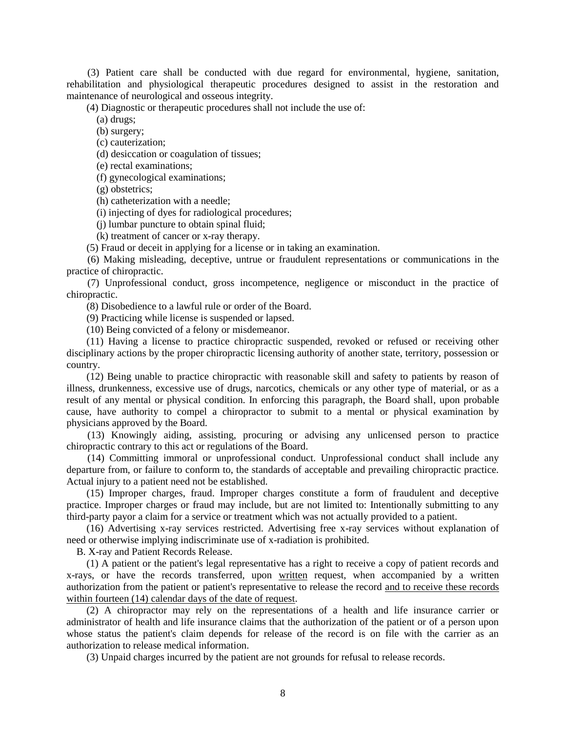(3) Patient care shall be conducted with due regard for environmental, hygiene, sanitation, rehabilitation and physiological therapeutic procedures designed to assist in the restoration and maintenance of neurological and osseous integrity.

(4) Diagnostic or therapeutic procedures shall not include the use of:

(a) drugs;

(b) surgery;

(c) cauterization;

(d) desiccation or coagulation of tissues;

(e) rectal examinations;

(f) gynecological examinations;

(g) obstetrics;

(h) catheterization with a needle;

(i) injecting of dyes for radiological procedures;

(j) lumbar puncture to obtain spinal fluid;

(k) treatment of cancer or x-ray therapy.

(5) Fraud or deceit in applying for a license or in taking an examination.

(6) Making misleading, deceptive, untrue or fraudulent representations or communications in the practice of chiropractic.

(7) Unprofessional conduct, gross incompetence, negligence or misconduct in the practice of chiropractic.

(8) Disobedience to a lawful rule or order of the Board.

(9) Practicing while license is suspended or lapsed.

(10) Being convicted of a felony or misdemeanor.

(11) Having a license to practice chiropractic suspended, revoked or refused or receiving other disciplinary actions by the proper chiropractic licensing authority of another state, territory, possession or country.

(12) Being unable to practice chiropractic with reasonable skill and safety to patients by reason of illness, drunkenness, excessive use of drugs, narcotics, chemicals or any other type of material, or as a result of any mental or physical condition. In enforcing this paragraph, the Board shall, upon probable cause, have authority to compel a chiropractor to submit to a mental or physical examination by physicians approved by the Board.

(13) Knowingly aiding, assisting, procuring or advising any unlicensed person to practice chiropractic contrary to this act or regulations of the Board.

(14) Committing immoral or unprofessional conduct. Unprofessional conduct shall include any departure from, or failure to conform to, the standards of acceptable and prevailing chiropractic practice. Actual injury to a patient need not be established.

(15) Improper charges, fraud. Improper charges constitute a form of fraudulent and deceptive practice. Improper charges or fraud may include, but are not limited to: Intentionally submitting to any third-party payor a claim for a service or treatment which was not actually provided to a patient.

(16) Advertising x-ray services restricted. Advertising free x-ray services without explanation of need or otherwise implying indiscriminate use of x-radiation is prohibited.

B. X-ray and Patient Records Release.

(1) A patient or the patient's legal representative has a right to receive a copy of patient records and x-rays, or have the records transferred, upon <u>written</u> request, when accompanied by a written authorization from the patient or patient's representative to release the record <u>and to receive these records within fourteen (14) calendar days of the date of request</u>.

(2) A chiropractor may rely on the representations of a health and life insurance carrier or administrator of health and life insurance claims that the authorization of the patient or of a person upon whose status the patient's claim depends for release of the record is on file with the carrier as an authorization to release medical information.

(3) Unpaid charges incurred by the patient are not grounds for refusal to release records.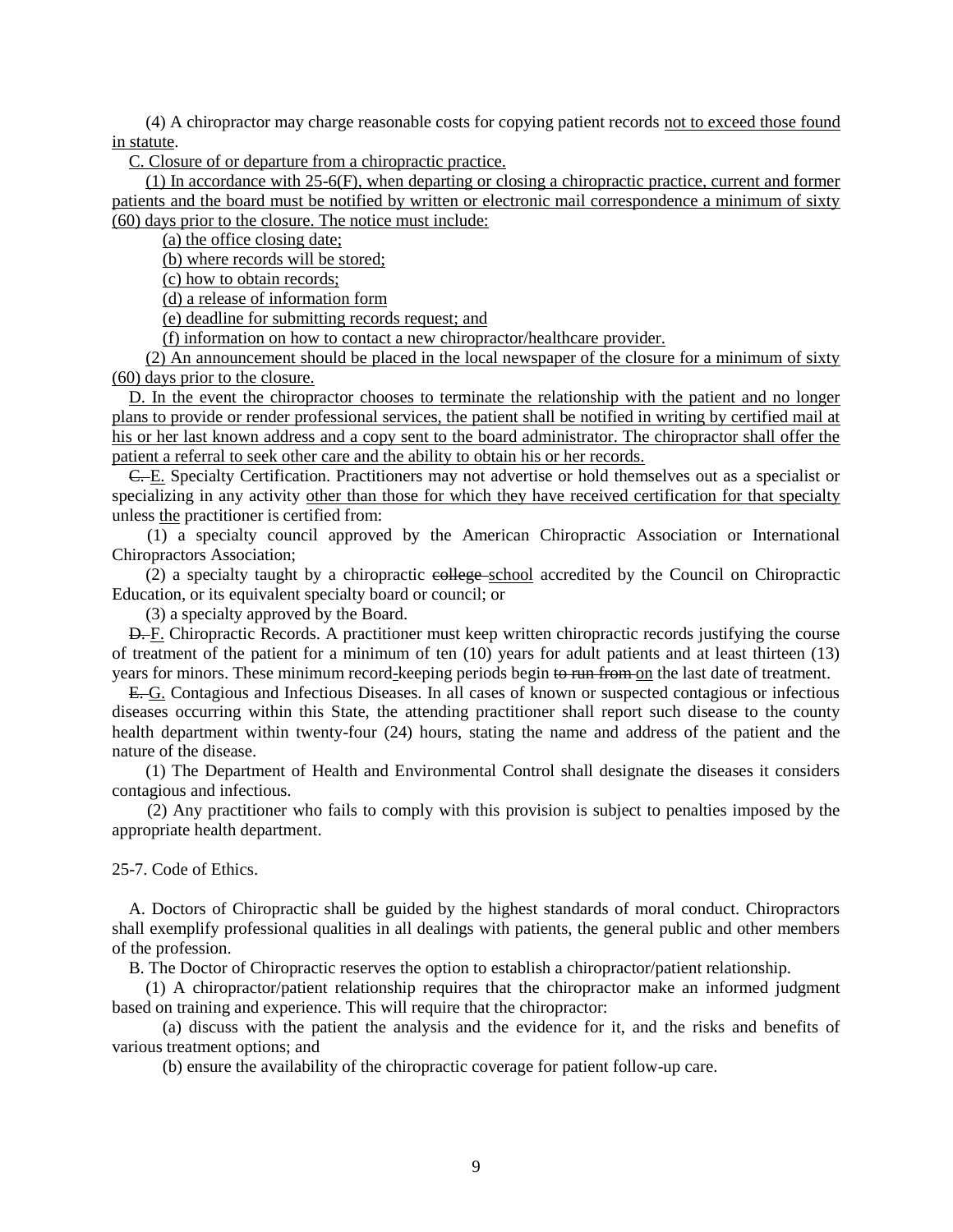(4) A chiropractor may charge reasonable costs for copying patient records <u>not to exceed those found in statute</u>.

<u>C. Closure of or departure from a chiropractic practice.</u>

<u>(1) In accordance with 25-6(F), when departing or closing a chiropractic practice, current and former patients and the board must be notified by written or electronic mail correspondence a minimum of sixty (60) days prior to the closure. The notice must include:</u>

<u>(a) the office closing date;</u>

<u>(b) where records will be stored;</u>

<u>(c) how to obtain records;</u>

<u>(d) a release of information form</u>

<u>(e) deadline for submitting records request; and</u>

<u>(f) information on how to contact a new chiropractor/healthcare provider.</u>

<u>(2) An announcement should be placed in the local newspaper of the closure for a minimum of sixty (60) days prior to the closure.</u>

<u>D. In the event the chiropractor chooses to terminate the relationship with the patient and no longer plans to provide or render professional services, the patient shall be notified in writing by certified mail at his or her last known address and a copy sent to the board administrator. The chiropractor shall offer the patient a referral to seek other care and the ability to obtain his or her records.</u>

~~C.~~ <u>E.</u> Specialty Certification. Practitioners may not advertise or hold themselves out as a specialist or specializing in any activity <u>other than those for which they have received certification for that specialty</u> unless <u>the</u> practitioner is certified from:

(1) a specialty council approved by the American Chiropractic Association or International Chiropractors Association;

(2) a specialty taught by a chiropractic ~~college~~ <u>school</u> accredited by the Council on Chiropractic Education, or its equivalent specialty board or council; or

(3) a specialty approved by the Board.

~~D.~~ <u>F.</u> Chiropractic Records. A practitioner must keep written chiropractic records justifying the course of treatment of the patient for a minimum of ten (10) years for adult patients and at least thirteen (13) years for minors. These minimum record<u>-</u>keeping periods begin ~~to run from~~ <u>on</u> the last date of treatment.

~~E.~~ <u>G.</u> Contagious and Infectious Diseases. In all cases of known or suspected contagious or infectious diseases occurring within this State, the attending practitioner shall report such disease to the county health department within twenty-four (24) hours, stating the name and address of the patient and the nature of the disease.

(1) The Department of Health and Environmental Control shall designate the diseases it considers contagious and infectious.

(2) Any practitioner who fails to comply with this provision is subject to penalties imposed by the appropriate health department.

25-7. Code of Ethics.

A. Doctors of Chiropractic shall be guided by the highest standards of moral conduct. Chiropractors shall exemplify professional qualities in all dealings with patients, the general public and other members of the profession.

B. The Doctor of Chiropractic reserves the option to establish a chiropractor/patient relationship.

(1) A chiropractor/patient relationship requires that the chiropractor make an informed judgment based on training and experience. This will require that the chiropractor:

(a) discuss with the patient the analysis and the evidence for it, and the risks and benefits of various treatment options; and

(b) ensure the availability of the chiropractic coverage for patient follow-up care.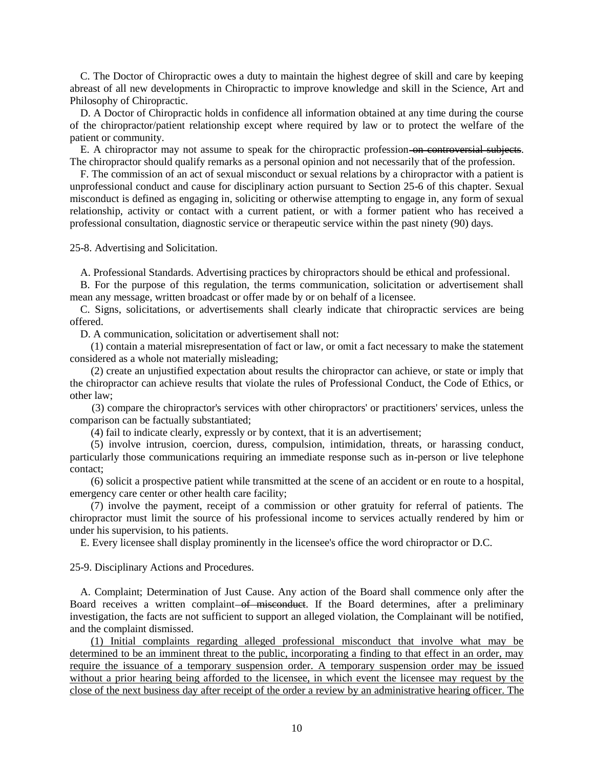C. The Doctor of Chiropractic owes a duty to maintain the highest degree of skill and care by keeping abreast of all new developments in Chiropractic to improve knowledge and skill in the Science, Art and Philosophy of Chiropractic.

D. A Doctor of Chiropractic holds in confidence all information obtained at any time during the course of the chiropractor/patient relationship except where required by law or to protect the welfare of the patient or community.

E. A chiropractor may not assume to speak for the chiropractic profession ~~on controversial subjects~~. The chiropractor should qualify remarks as a personal opinion and not necessarily that of the profession.

F. The commission of an act of sexual misconduct or sexual relations by a chiropractor with a patient is unprofessional conduct and cause for disciplinary action pursuant to Section 25-6 of this chapter. Sexual misconduct is defined as engaging in, soliciting or otherwise attempting to engage in, any form of sexual relationship, activity or contact with a current patient, or with a former patient who has received a professional consultation, diagnostic service or therapeutic service within the past ninety (90) days.

25-8. Advertising and Solicitation.

A. Professional Standards. Advertising practices by chiropractors should be ethical and professional.

B. For the purpose of this regulation, the terms communication, solicitation or advertisement shall mean any message, written broadcast or offer made by or on behalf of a licensee.

C. Signs, solicitations, or advertisements shall clearly indicate that chiropractic services are being offered.

D. A communication, solicitation or advertisement shall not:

(1) contain a material misrepresentation of fact or law, or omit a fact necessary to make the statement considered as a whole not materially misleading;

(2) create an unjustified expectation about results the chiropractor can achieve, or state or imply that the chiropractor can achieve results that violate the rules of Professional Conduct, the Code of Ethics, or other law;

(3) compare the chiropractor's services with other chiropractors' or practitioners' services, unless the comparison can be factually substantiated;

(4) fail to indicate clearly, expressly or by context, that it is an advertisement;

(5) involve intrusion, coercion, duress, compulsion, intimidation, threats, or harassing conduct, particularly those communications requiring an immediate response such as in-person or live telephone contact;

(6) solicit a prospective patient while transmitted at the scene of an accident or en route to a hospital, emergency care center or other health care facility;

(7) involve the payment, receipt of a commission or other gratuity for referral of patients. The chiropractor must limit the source of his professional income to services actually rendered by him or under his supervision, to his patients.

E. Every licensee shall display prominently in the licensee's office the word chiropractor or D.C.

25-9. Disciplinary Actions and Procedures.

A. Complaint; Determination of Just Cause. Any action of the Board shall commence only after the Board receives a written complaint ~~of misconduct~~. If the Board determines, after a preliminary investigation, the facts are not sufficient to support an alleged violation, the Complainant will be notified, and the complaint dismissed.

<u>(1) Initial complaints regarding alleged professional misconduct that involve what may be determined to be an imminent threat to the public, incorporating a finding to that effect in an order, may require the issuance of a temporary suspension order. A temporary suspension order may be issued without a prior hearing being afforded to the licensee, in which event the licensee may request by the close of the next business day after receipt of the order a review by an administrative hearing officer. The</u>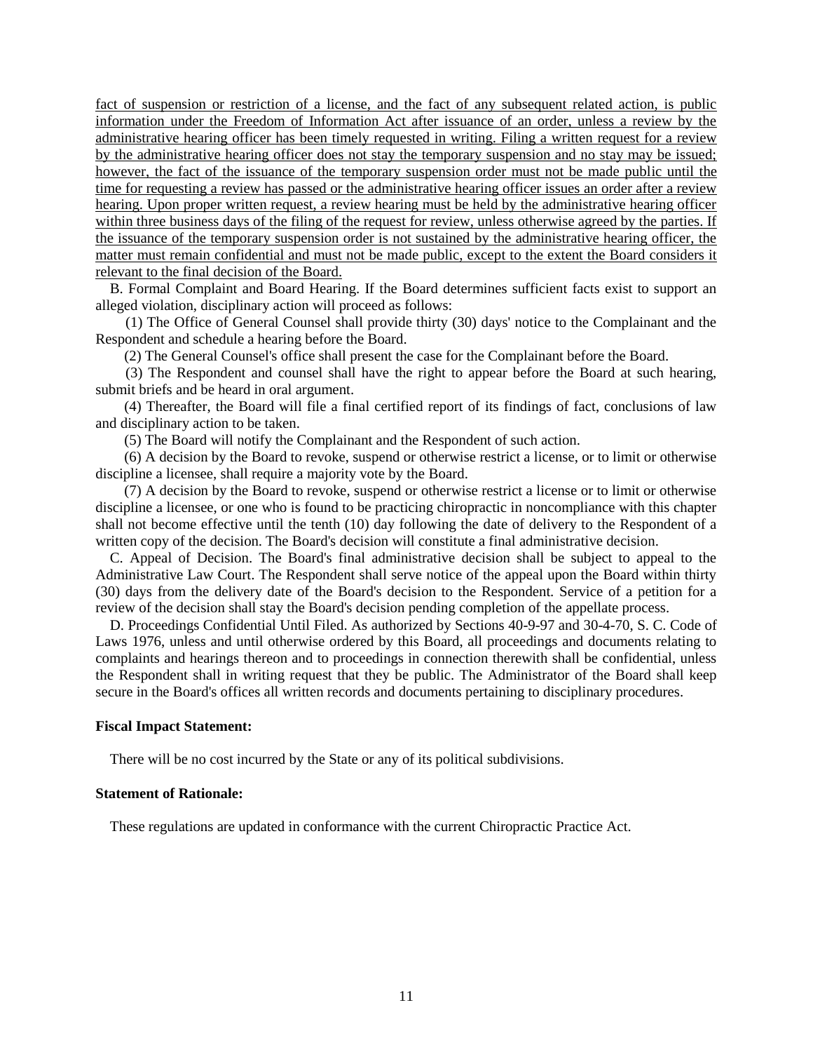fact of suspension or restriction of a license, and the fact of any subsequent related action, is public information under the Freedom of Information Act after issuance of an order, unless a review by the administrative hearing officer has been timely requested in writing. Filing a written request for a review by the administrative hearing officer does not stay the temporary suspension and no stay may be issued; however, the fact of the issuance of the temporary suspension order must not be made public until the time for requesting a review has passed or the administrative hearing officer issues an order after a review hearing. Upon proper written request, a review hearing must be held by the administrative hearing officer within three business days of the filing of the request for review, unless otherwise agreed by the parties. If the issuance of the temporary suspension order is not sustained by the administrative hearing officer, the matter must remain confidential and must not be made public, except to the extent the Board considers it relevant to the final decision of the Board.

B. Formal Complaint and Board Hearing. If the Board determines sufficient facts exist to support an alleged violation, disciplinary action will proceed as follows:

(1) The Office of General Counsel shall provide thirty (30) days' notice to the Complainant and the Respondent and schedule a hearing before the Board.

(2) The General Counsel's office shall present the case for the Complainant before the Board.

(3) The Respondent and counsel shall have the right to appear before the Board at such hearing, submit briefs and be heard in oral argument.

(4) Thereafter, the Board will file a final certified report of its findings of fact, conclusions of law and disciplinary action to be taken.

(5) The Board will notify the Complainant and the Respondent of such action.

(6) A decision by the Board to revoke, suspend or otherwise restrict a license, or to limit or otherwise discipline a licensee, shall require a majority vote by the Board.

(7) A decision by the Board to revoke, suspend or otherwise restrict a license or to limit or otherwise discipline a licensee, or one who is found to be practicing chiropractic in noncompliance with this chapter shall not become effective until the tenth (10) day following the date of delivery to the Respondent of a written copy of the decision. The Board's decision will constitute a final administrative decision.

C. Appeal of Decision. The Board's final administrative decision shall be subject to appeal to the Administrative Law Court. The Respondent shall serve notice of the appeal upon the Board within thirty (30) days from the delivery date of the Board's decision to the Respondent. Service of a petition for a review of the decision shall stay the Board's decision pending completion of the appellate process.

D. Proceedings Confidential Until Filed. As authorized by Sections 40-9-97 and 30-4-70, S. C. Code of Laws 1976, unless and until otherwise ordered by this Board, all proceedings and documents relating to complaints and hearings thereon and to proceedings in connection therewith shall be confidential, unless the Respondent shall in writing request that they be public. The Administrator of the Board shall keep secure in the Board's offices all written records and documents pertaining to disciplinary procedures.

**Fiscal Impact Statement:**

There will be no cost incurred by the State or any of its political subdivisions.

**Statement of Rationale:**

These regulations are updated in conformance with the current Chiropractic Practice Act.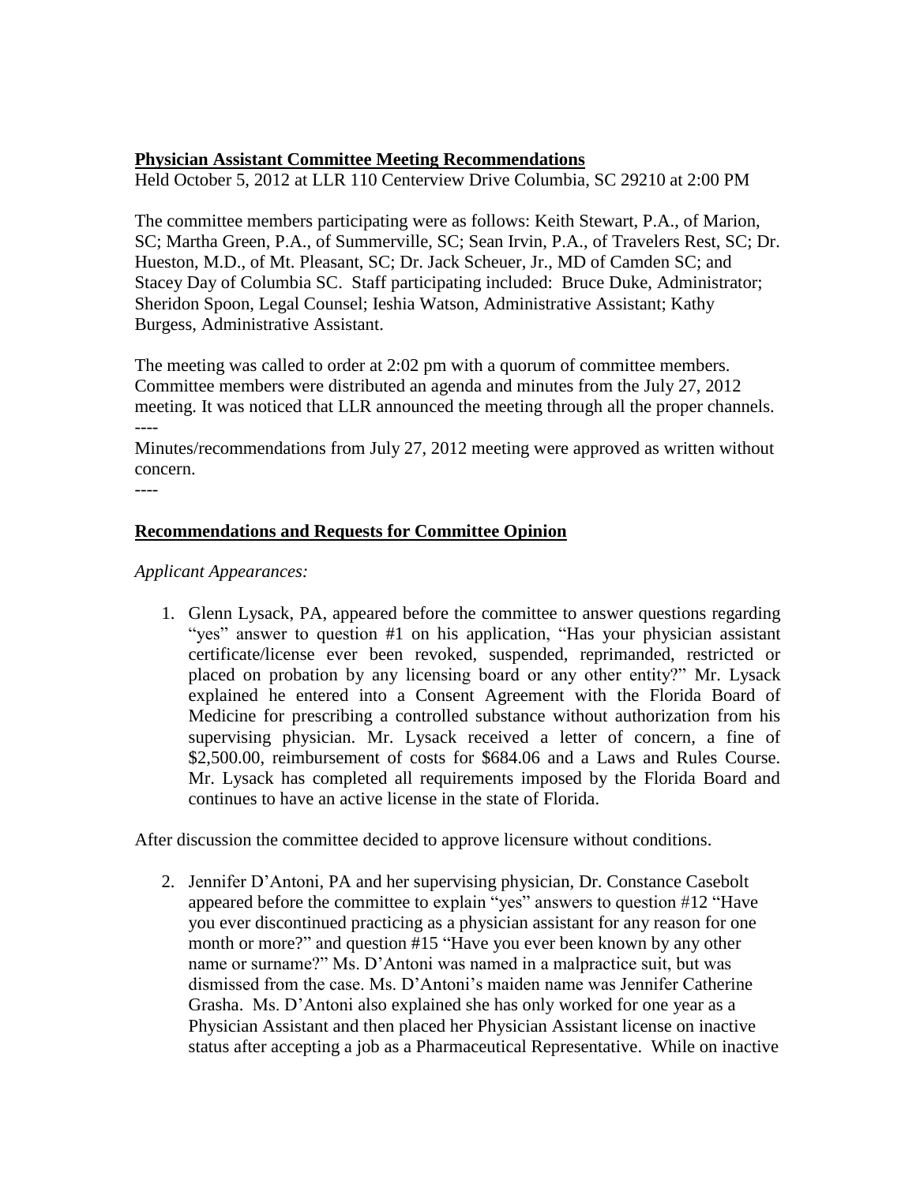**Physician Assistant Committee Meeting Recommendations**
Held October 5, 2012 at LLR 110 Centerview Drive Columbia, SC 29210 at 2:00 PM

The committee members participating were as follows: Keith Stewart, P.A., of Marion, SC; Martha Green, P.A., of Summerville, SC; Sean Irvin, P.A., of Travelers Rest, SC; Dr. Hueston, M.D., of Mt. Pleasant, SC; Dr. Jack Scheuer, Jr., MD of Camden SC; and Stacey Day of Columbia SC. Staff participating included: Bruce Duke, Administrator; Sheridon Spoon, Legal Counsel; Ieshia Watson, Administrative Assistant; Kathy Burgess, Administrative Assistant.

The meeting was called to order at 2:02 pm with a quorum of committee members. Committee members were distributed an agenda and minutes from the July 27, 2012 meeting. It was noticed that LLR announced the meeting through all the proper channels.

----

Minutes/recommendations from July 27, 2012 meeting were approved as written without concern.

----

**Recommendations and Requests for Committee Opinion**

*Applicant Appearances:*

1. Glenn Lysack, PA, appeared before the committee to answer questions regarding "yes" answer to question #1 on his application, "Has your physician assistant certificate/license ever been revoked, suspended, reprimanded, restricted or placed on probation by any licensing board or any other entity?" Mr. Lysack explained he entered into a Consent Agreement with the Florida Board of Medicine for prescribing a controlled substance without authorization from his supervising physician. Mr. Lysack received a letter of concern, a fine of $2,500.00, reimbursement of costs for $684.06 and a Laws and Rules Course. Mr. Lysack has completed all requirements imposed by the Florida Board and continues to have an active license in the state of Florida.

After discussion the committee decided to approve licensure without conditions.

2. Jennifer D'Antoni, PA and her supervising physician, Dr. Constance Casebolt appeared before the committee to explain "yes" answers to question #12 "Have you ever discontinued practicing as a physician assistant for any reason for one month or more?" and question #15 "Have you ever been known by any other name or surname?" Ms. D'Antoni was named in a malpractice suit, but was dismissed from the case. Ms. D'Antoni's maiden name was Jennifer Catherine Grasha. Ms. D'Antoni also explained she has only worked for one year as a Physician Assistant and then placed her Physician Assistant license on inactive status after accepting a job as a Pharmaceutical Representative. While on inactive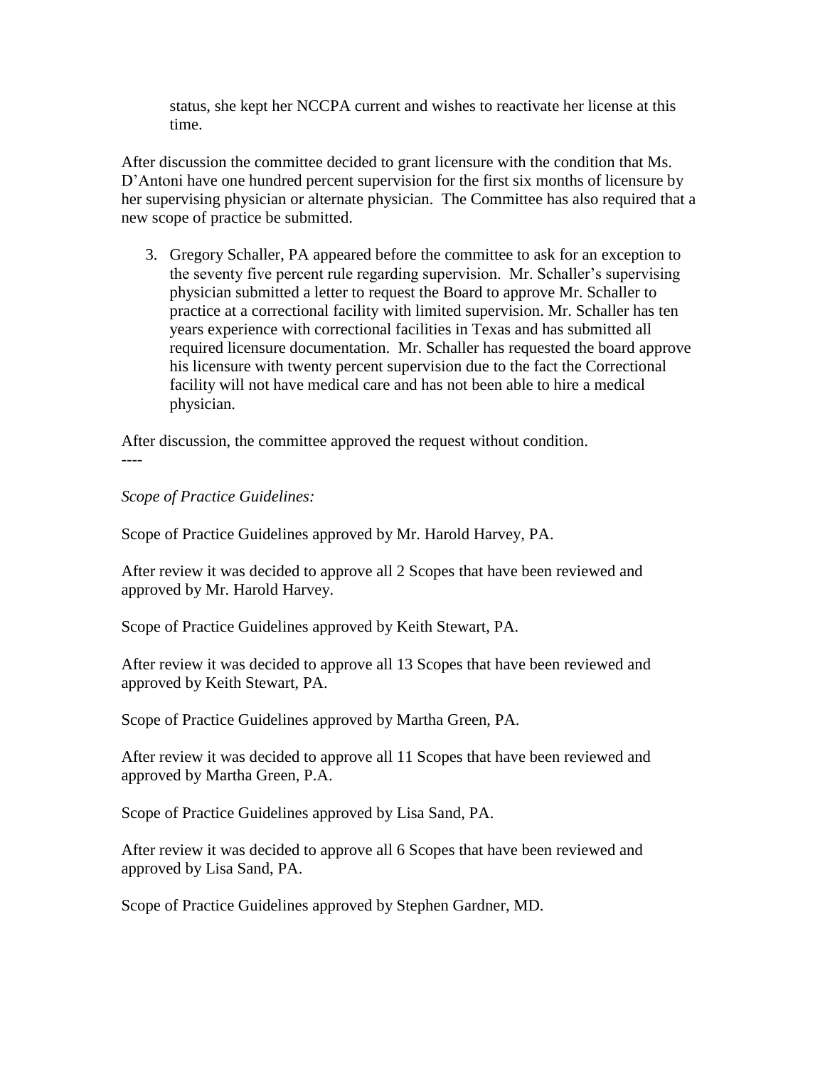status, she kept her NCCPA current and wishes to reactivate her license at this time.

After discussion the committee decided to grant licensure with the condition that Ms. D'Antoni have one hundred percent supervision for the first six months of licensure by her supervising physician or alternate physician. The Committee has also required that a new scope of practice be submitted.

3. Gregory Schaller, PA appeared before the committee to ask for an exception to the seventy five percent rule regarding supervision. Mr. Schaller's supervising physician submitted a letter to request the Board to approve Mr. Schaller to practice at a correctional facility with limited supervision. Mr. Schaller has ten years experience with correctional facilities in Texas and has submitted all required licensure documentation. Mr. Schaller has requested the board approve his licensure with twenty percent supervision due to the fact the Correctional facility will not have medical care and has not been able to hire a medical physician.

After discussion, the committee approved the request without condition.

----

*Scope of Practice Guidelines:*

Scope of Practice Guidelines approved by Mr. Harold Harvey, PA.

After review it was decided to approve all 2 Scopes that have been reviewed and approved by Mr. Harold Harvey.

Scope of Practice Guidelines approved by Keith Stewart, PA.

After review it was decided to approve all 13 Scopes that have been reviewed and approved by Keith Stewart, PA.

Scope of Practice Guidelines approved by Martha Green, PA.

After review it was decided to approve all 11 Scopes that have been reviewed and approved by Martha Green, P.A.

Scope of Practice Guidelines approved by Lisa Sand, PA.

After review it was decided to approve all 6 Scopes that have been reviewed and approved by Lisa Sand, PA.

Scope of Practice Guidelines approved by Stephen Gardner, MD.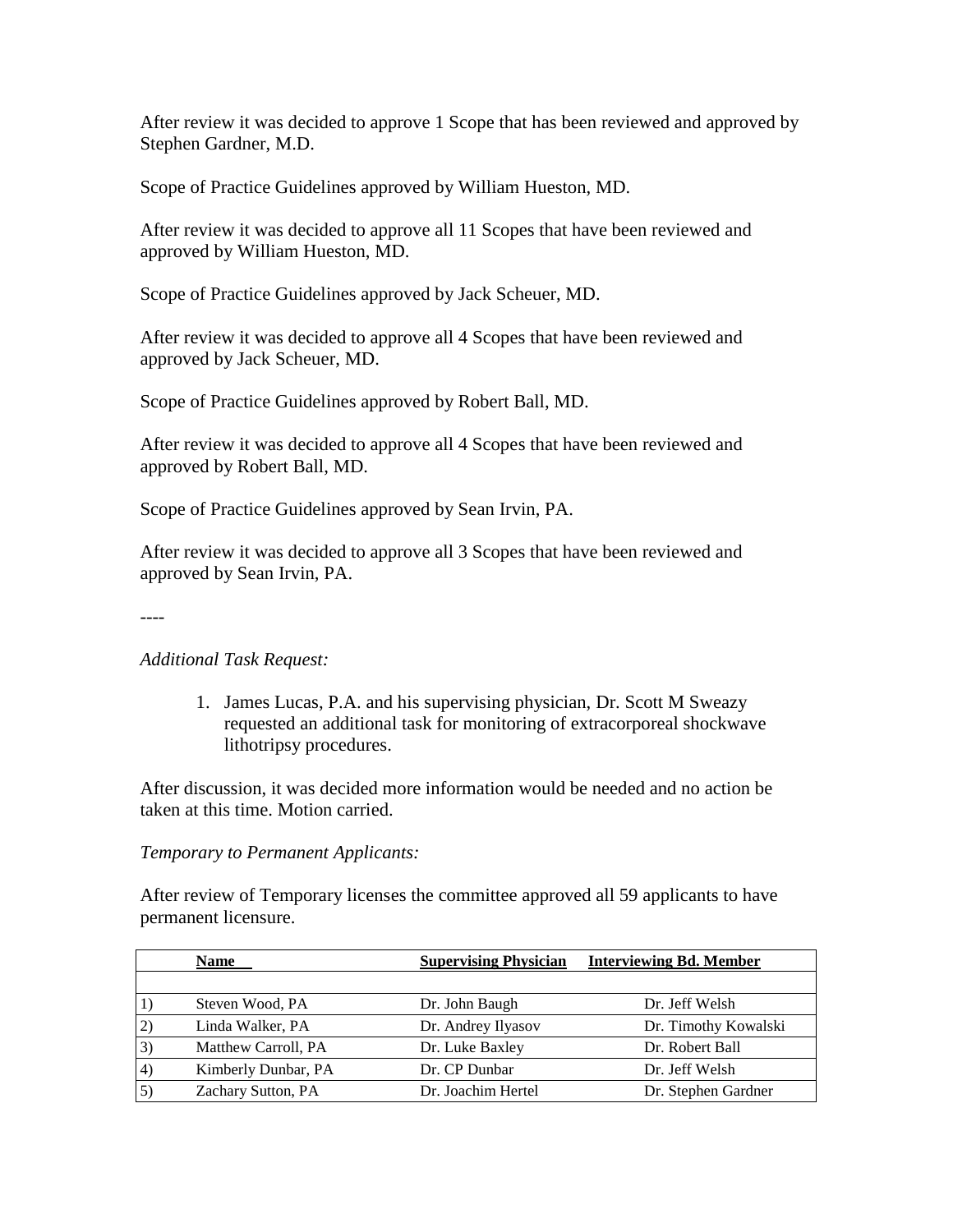After review it was decided to approve 1 Scope that has been reviewed and approved by Stephen Gardner, M.D.

Scope of Practice Guidelines approved by William Hueston, MD.

After review it was decided to approve all 11 Scopes that have been reviewed and approved by William Hueston, MD.

Scope of Practice Guidelines approved by Jack Scheuer, MD.

After review it was decided to approve all 4 Scopes that have been reviewed and approved by Jack Scheuer, MD.

Scope of Practice Guidelines approved by Robert Ball, MD.

After review it was decided to approve all 4 Scopes that have been reviewed and approved by Robert Ball, MD.

Scope of Practice Guidelines approved by Sean Irvin, PA.

After review it was decided to approve all 3 Scopes that have been reviewed and approved by Sean Irvin, PA.

----

*Additional Task Request:*

1. James Lucas, P.A. and his supervising physician, Dr. Scott M Sweazy requested an additional task for monitoring of extracorporeal shockwave lithotripsy procedures.

After discussion, it was decided more information would be needed and no action be taken at this time. Motion carried.

*Temporary to Permanent Applicants:*

After review of Temporary licenses the committee approved all 59 applicants to have permanent licensure.

| | **Name** | **Supervising Physician** | **Interviewing Bd. Member** |
|---|---|---|---|
| | | | |
| 1) | Steven Wood, PA | Dr. John Baugh | Dr. Jeff Welsh |
| 2) | Linda Walker, PA | Dr. Andrey Ilyasov | Dr. Timothy Kowalski |
| 3) | Matthew Carroll, PA | Dr. Luke Baxley | Dr. Robert Ball |
| 4) | Kimberly Dunbar, PA | Dr. CP Dunbar | Dr. Jeff Welsh |
| 5) | Zachary Sutton, PA | Dr. Joachim Hertel | Dr. Stephen Gardner |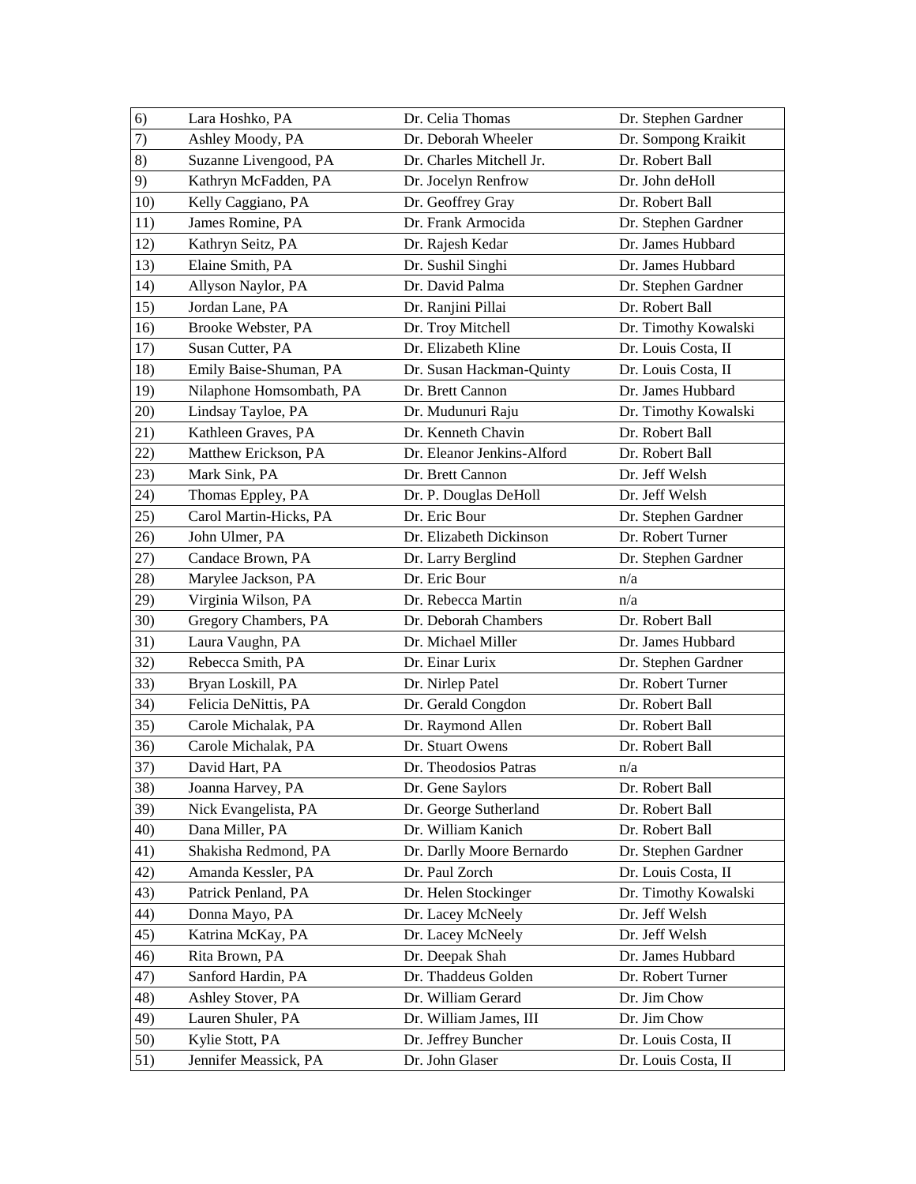| | | | |
|---|---|---|---|
| 6) | Lara Hoshko, PA | Dr. Celia Thomas | Dr. Stephen Gardner |
| 7) | Ashley Moody, PA | Dr. Deborah Wheeler | Dr. Sompong Kraikit |
| 8) | Suzanne Livengood, PA | Dr. Charles Mitchell Jr. | Dr. Robert Ball |
| 9) | Kathryn McFadden, PA | Dr. Jocelyn Renfrow | Dr. John deHoll |
| 10) | Kelly Caggiano, PA | Dr. Geoffrey Gray | Dr. Robert Ball |
| 11) | James Romine, PA | Dr. Frank Armocida | Dr. Stephen Gardner |
| 12) | Kathryn Seitz, PA | Dr. Rajesh Kedar | Dr. James Hubbard |
| 13) | Elaine Smith, PA | Dr. Sushil Singhi | Dr. James Hubbard |
| 14) | Allyson Naylor, PA | Dr. David Palma | Dr. Stephen Gardner |
| 15) | Jordan Lane, PA | Dr. Ranjini Pillai | Dr. Robert Ball |
| 16) | Brooke Webster, PA | Dr. Troy Mitchell | Dr. Timothy Kowalski |
| 17) | Susan Cutter, PA | Dr. Elizabeth Kline | Dr. Louis Costa, II |
| 18) | Emily Baise-Shuman, PA | Dr. Susan Hackman-Quinty | Dr. Louis Costa, II |
| 19) | Nilaphone Homsombath, PA | Dr. Brett Cannon | Dr. James Hubbard |
| 20) | Lindsay Tayloe, PA | Dr. Mudunuri Raju | Dr. Timothy Kowalski |
| 21) | Kathleen Graves, PA | Dr. Kenneth Chavin | Dr. Robert Ball |
| 22) | Matthew Erickson, PA | Dr. Eleanor Jenkins-Alford | Dr. Robert Ball |
| 23) | Mark Sink, PA | Dr. Brett Cannon | Dr. Jeff Welsh |
| 24) | Thomas Eppley, PA | Dr. P. Douglas DeHoll | Dr. Jeff Welsh |
| 25) | Carol Martin-Hicks, PA | Dr. Eric Bour | Dr. Stephen Gardner |
| 26) | John Ulmer, PA | Dr. Elizabeth Dickinson | Dr. Robert Turner |
| 27) | Candace Brown, PA | Dr. Larry Berglind | Dr. Stephen Gardner |
| 28) | Marylee Jackson, PA | Dr. Eric Bour | n/a |
| 29) | Virginia Wilson, PA | Dr. Rebecca Martin | n/a |
| 30) | Gregory Chambers, PA | Dr. Deborah Chambers | Dr. Robert Ball |
| 31) | Laura Vaughn, PA | Dr. Michael Miller | Dr. James Hubbard |
| 32) | Rebecca Smith, PA | Dr. Einar Lurix | Dr. Stephen Gardner |
| 33) | Bryan Loskill, PA | Dr. Nirlep Patel | Dr. Robert Turner |
| 34) | Felicia DeNittis, PA | Dr. Gerald Congdon | Dr. Robert Ball |
| 35) | Carole Michalak, PA | Dr. Raymond Allen | Dr. Robert Ball |
| 36) | Carole Michalak, PA | Dr. Stuart Owens | Dr. Robert Ball |
| 37) | David Hart, PA | Dr. Theodosios Patras | n/a |
| 38) | Joanna Harvey, PA | Dr. Gene Saylors | Dr. Robert Ball |
| 39) | Nick Evangelista, PA | Dr. George Sutherland | Dr. Robert Ball |
| 40) | Dana Miller, PA | Dr. William Kanich | Dr. Robert Ball |
| 41) | Shakisha Redmond, PA | Dr. Darlly Moore Bernardo | Dr. Stephen Gardner |
| 42) | Amanda Kessler, PA | Dr. Paul Zorch | Dr. Louis Costa, II |
| 43) | Patrick Penland, PA | Dr. Helen Stockinger | Dr. Timothy Kowalski |
| 44) | Donna Mayo, PA | Dr. Lacey McNeely | Dr. Jeff Welsh |
| 45) | Katrina McKay, PA | Dr. Lacey McNeely | Dr. Jeff Welsh |
| 46) | Rita Brown, PA | Dr. Deepak Shah | Dr. James Hubbard |
| 47) | Sanford Hardin, PA | Dr. Thaddeus Golden | Dr. Robert Turner |
| 48) | Ashley Stover, PA | Dr. William Gerard | Dr. Jim Chow |
| 49) | Lauren Shuler, PA | Dr. William James, III | Dr. Jim Chow |
| 50) | Kylie Stott, PA | Dr. Jeffrey Buncher | Dr. Louis Costa, II |
| 51) | Jennifer Meassick, PA | Dr. John Glaser | Dr. Louis Costa, II |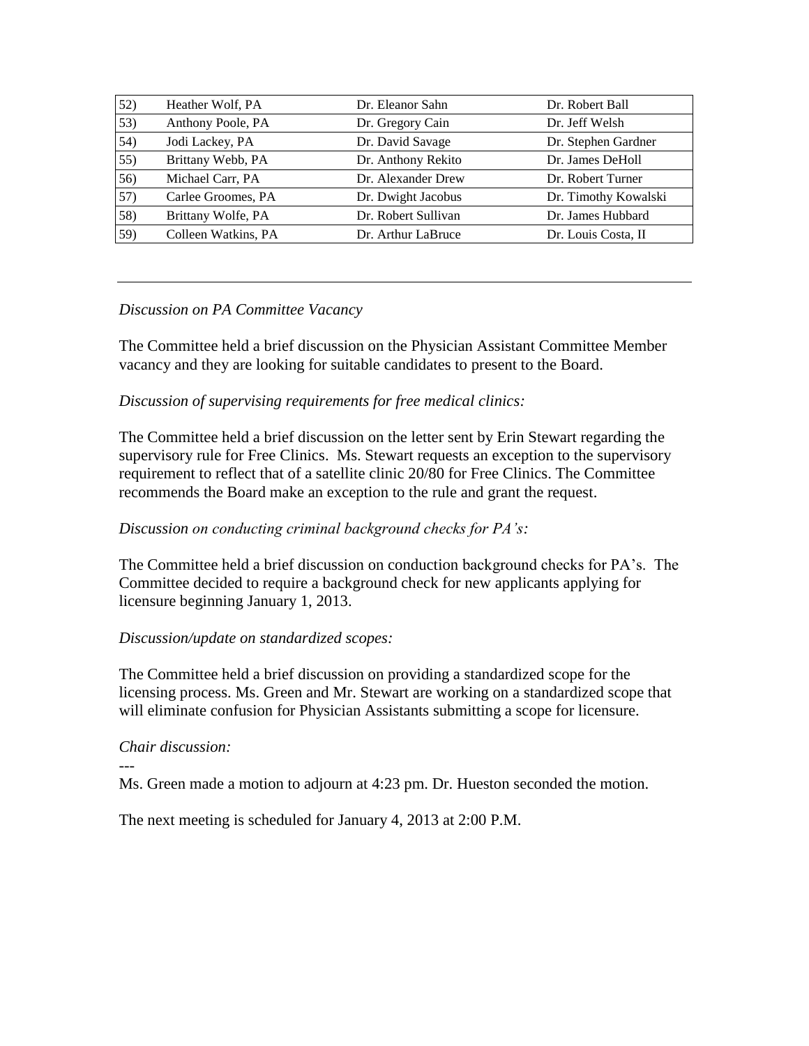| | | | |
|---|---|---|---|
| 52) | Heather Wolf, PA | Dr. Eleanor Sahn | Dr. Robert Ball |
| 53) | Anthony Poole, PA | Dr. Gregory Cain | Dr. Jeff Welsh |
| 54) | Jodi Lackey, PA | Dr. David Savage | Dr. Stephen Gardner |
| 55) | Brittany Webb, PA | Dr. Anthony Rekito | Dr. James DeHoll |
| 56) | Michael Carr, PA | Dr. Alexander Drew | Dr. Robert Turner |
| 57) | Carlee Groomes, PA | Dr. Dwight Jacobus | Dr. Timothy Kowalski |
| 58) | Brittany Wolfe, PA | Dr. Robert Sullivan | Dr. James Hubbard |
| 59) | Colleen Watkins, PA | Dr. Arthur LaBruce | Dr. Louis Costa, II |

---

*Discussion on PA Committee Vacancy*

The Committee held a brief discussion on the Physician Assistant Committee Member vacancy and they are looking for suitable candidates to present to the Board.

*Discussion of supervising requirements for free medical clinics:*

The Committee held a brief discussion on the letter sent by Erin Stewart regarding the supervisory rule for Free Clinics. Ms. Stewart requests an exception to the supervisory requirement to reflect that of a satellite clinic 20/80 for Free Clinics. The Committee recommends the Board make an exception to the rule and grant the request.

*Discussion on conducting criminal background checks for PA's:*

The Committee held a brief discussion on conduction background checks for PA's. The Committee decided to require a background check for new applicants applying for licensure beginning January 1, 2013.

*Discussion/update on standardized scopes:*

The Committee held a brief discussion on providing a standardized scope for the licensing process. Ms. Green and Mr. Stewart are working on a standardized scope that will eliminate confusion for Physician Assistants submitting a scope for licensure.

*Chair discussion:*

---

Ms. Green made a motion to adjourn at 4:23 pm. Dr. Hueston seconded the motion.

The next meeting is scheduled for January 4, 2013 at 2:00 P.M.